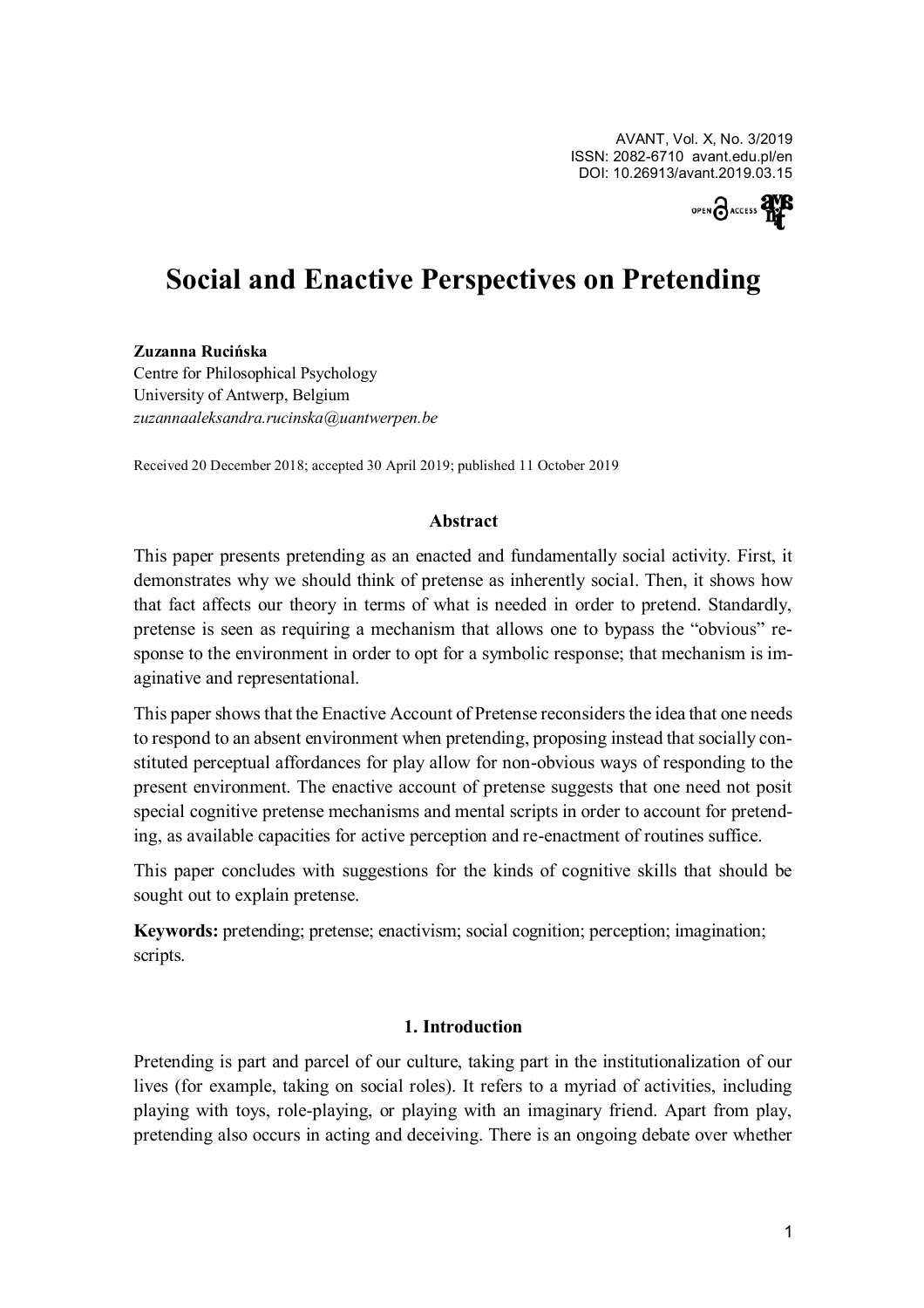# Social and Enactive Perspectives on Pretending

**Zuzanna Rucińska**
Centre for Philosophical Psychology
University of Antwerp, Belgium
*zuzannaaleksandra.rucinska@uantwerpen.be*

Received 20 December 2018; accepted 30 April 2019; published 11 October 2019

### Abstract

This paper presents pretending as an enacted and fundamentally social activity. First, it demonstrates why we should think of pretense as inherently social. Then, it shows how that fact affects our theory in terms of what is needed in order to pretend. Standardly, pretense is seen as requiring a mechanism that allows one to bypass the "obvious" response to the environment in order to opt for a symbolic response; that mechanism is imaginative and representational.

This paper shows that the Enactive Account of Pretense reconsiders the idea that one needs to respond to an absent environment when pretending, proposing instead that socially constituted perceptual affordances for play allow for non-obvious ways of responding to the present environment. The enactive account of pretense suggests that one need not posit special cognitive pretense mechanisms and mental scripts in order to account for pretending, as available capacities for active perception and re-enactment of routines suffice.

This paper concludes with suggestions for the kinds of cognitive skills that should be sought out to explain pretense.

**Keywords:** pretending; pretense; enactivism; social cognition; perception; imagination; scripts.

## 1. Introduction

Pretending is part and parcel of our culture, taking part in the institutionalization of our lives (for example, taking on social roles). It refers to a myriad of activities, including playing with toys, role-playing, or playing with an imaginary friend. Apart from play, pretending also occurs in acting and deceiving. There is an ongoing debate over whether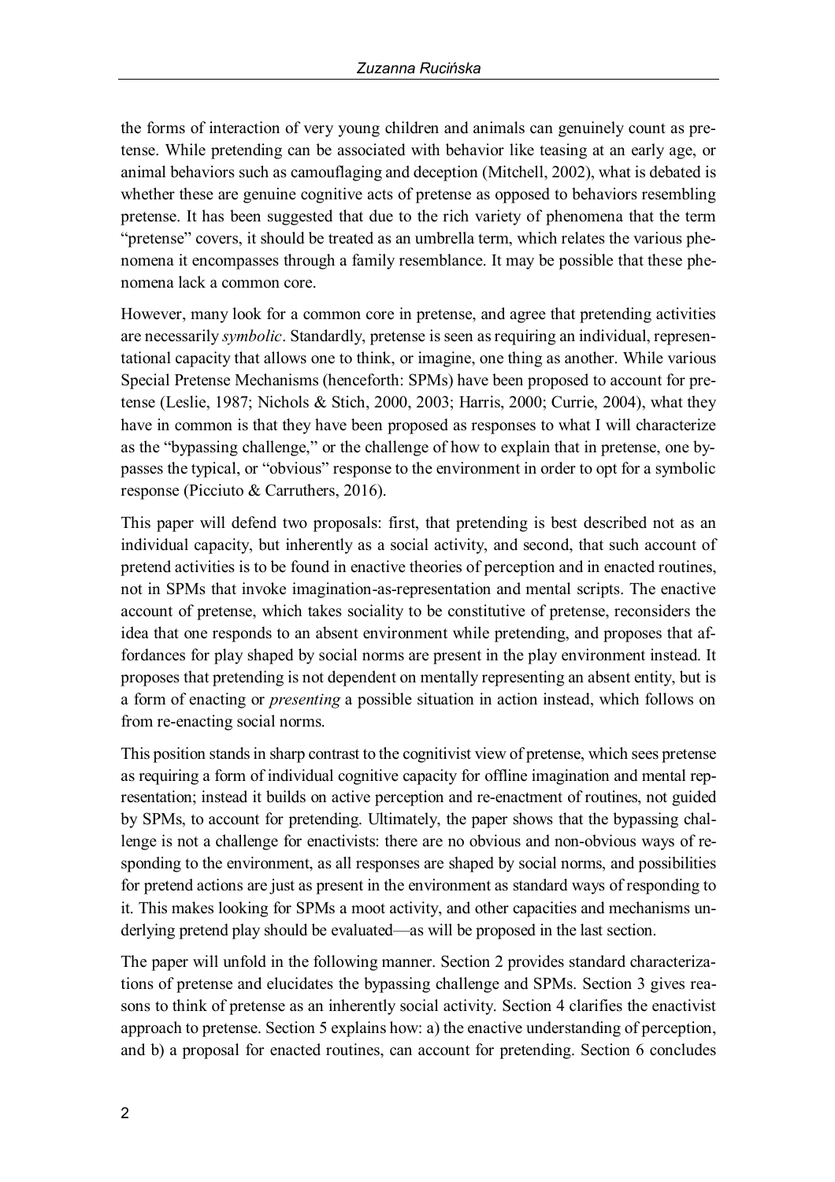the forms of interaction of very young children and animals can genuinely count as pretense. While pretending can be associated with behavior like teasing at an early age, or animal behaviors such as camouflaging and deception (Mitchell, 2002), what is debated is whether these are genuine cognitive acts of pretense as opposed to behaviors resembling pretense. It has been suggested that due to the rich variety of phenomena that the term "pretense" covers, it should be treated as an umbrella term, which relates the various phenomena it encompasses through a family resemblance. It may be possible that these phenomena lack a common core.

However, many look for a common core in pretense, and agree that pretending activities are necessarily *symbolic*. Standardly, pretense is seen as requiring an individual, representational capacity that allows one to think, or imagine, one thing as another. While various Special Pretense Mechanisms (henceforth: SPMs) have been proposed to account for pretense (Leslie, 1987; Nichols & Stich, 2000, 2003; Harris, 2000; Currie, 2004), what they have in common is that they have been proposed as responses to what I will characterize as the "bypassing challenge," or the challenge of how to explain that in pretense, one bypasses the typical, or "obvious" response to the environment in order to opt for a symbolic response (Picciuto & Carruthers, 2016).

This paper will defend two proposals: first, that pretending is best described not as an individual capacity, but inherently as a social activity, and second, that such account of pretend activities is to be found in enactive theories of perception and in enacted routines, not in SPMs that invoke imagination-as-representation and mental scripts. The enactive account of pretense, which takes sociality to be constitutive of pretense, reconsiders the idea that one responds to an absent environment while pretending, and proposes that affordances for play shaped by social norms are present in the play environment instead. It proposes that pretending is not dependent on mentally representing an absent entity, but is a form of enacting or *presenting* a possible situation in action instead, which follows on from re-enacting social norms.

This position stands in sharp contrast to the cognitivist view of pretense, which sees pretense as requiring a form of individual cognitive capacity for offline imagination and mental representation; instead it builds on active perception and re-enactment of routines, not guided by SPMs, to account for pretending. Ultimately, the paper shows that the bypassing challenge is not a challenge for enactivists: there are no obvious and non-obvious ways of responding to the environment, as all responses are shaped by social norms, and possibilities for pretend actions are just as present in the environment as standard ways of responding to it. This makes looking for SPMs a moot activity, and other capacities and mechanisms underlying pretend play should be evaluated—as will be proposed in the last section.

The paper will unfold in the following manner. Section 2 provides standard characterizations of pretense and elucidates the bypassing challenge and SPMs. Section 3 gives reasons to think of pretense as an inherently social activity. Section 4 clarifies the enactivist approach to pretense. Section 5 explains how: a) the enactive understanding of perception, and b) a proposal for enacted routines, can account for pretending. Section 6 concludes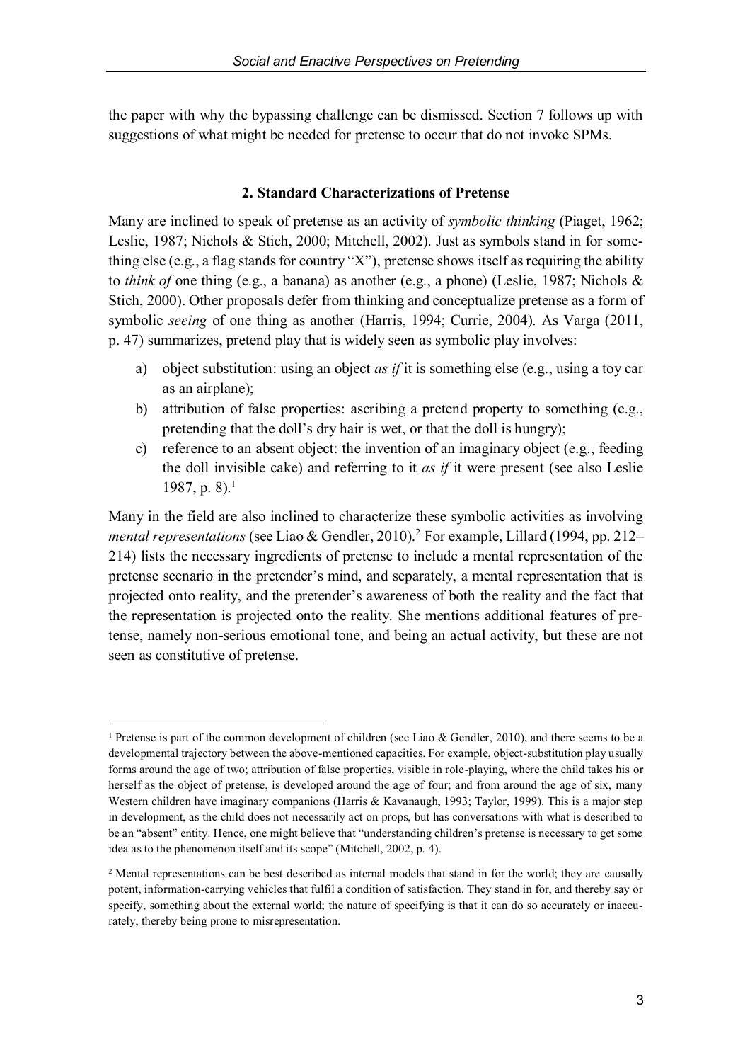the paper with why the bypassing challenge can be dismissed. Section 7 follows up with suggestions of what might be needed for pretense to occur that do not invoke SPMs.

## 2. Standard Characterizations of Pretense

Many are inclined to speak of pretense as an activity of *symbolic thinking* (Piaget, 1962; Leslie, 1987; Nichols & Stich, 2000; Mitchell, 2002). Just as symbols stand in for something else (e.g., a flag stands for country "X"), pretense shows itself as requiring the ability to *think of* one thing (e.g., a banana) as another (e.g., a phone) (Leslie, 1987; Nichols & Stich, 2000). Other proposals defer from thinking and conceptualize pretense as a form of symbolic *seeing* of one thing as another (Harris, 1994; Currie, 2004). As Varga (2011, p. 47) summarizes, pretend play that is widely seen as symbolic play involves:

a) object substitution: using an object *as if* it is something else (e.g., using a toy car as an airplane);
b) attribution of false properties: ascribing a pretend property to something (e.g., pretending that the doll's dry hair is wet, or that the doll is hungry);
c) reference to an absent object: the invention of an imaginary object (e.g., feeding the doll invisible cake) and referring to it *as if* it were present (see also Leslie 1987, p. 8).[1]

Many in the field are also inclined to characterize these symbolic activities as involving *mental representations* (see Liao & Gendler, 2010).[2] For example, Lillard (1994, pp. 212–214) lists the necessary ingredients of pretense to include a mental representation of the pretense scenario in the pretender's mind, and separately, a mental representation that is projected onto reality, and the pretender's awareness of both the reality and the fact that the representation is projected onto the reality. She mentions additional features of pretense, namely non-serious emotional tone, and being an actual activity, but these are not seen as constitutive of pretense.

---

[1] Pretense is part of the common development of children (see Liao & Gendler, 2010), and there seems to be a developmental trajectory between the above-mentioned capacities. For example, object-substitution play usually forms around the age of two; attribution of false properties, visible in role-playing, where the child takes his or herself as the object of pretense, is developed around the age of four; and from around the age of six, many Western children have imaginary companions (Harris & Kavanaugh, 1993; Taylor, 1999). This is a major step in development, as the child does not necessarily act on props, but has conversations with what is described to be an "absent" entity. Hence, one might believe that "understanding children's pretense is necessary to get some idea as to the phenomenon itself and its scope" (Mitchell, 2002, p. 4).

[2] Mental representations can be best described as internal models that stand in for the world; they are causally potent, information-carrying vehicles that fulfil a condition of satisfaction. They stand in for, and thereby say or specify, something about the external world; the nature of specifying is that it can do so accurately or inaccurately, thereby being prone to misrepresentation.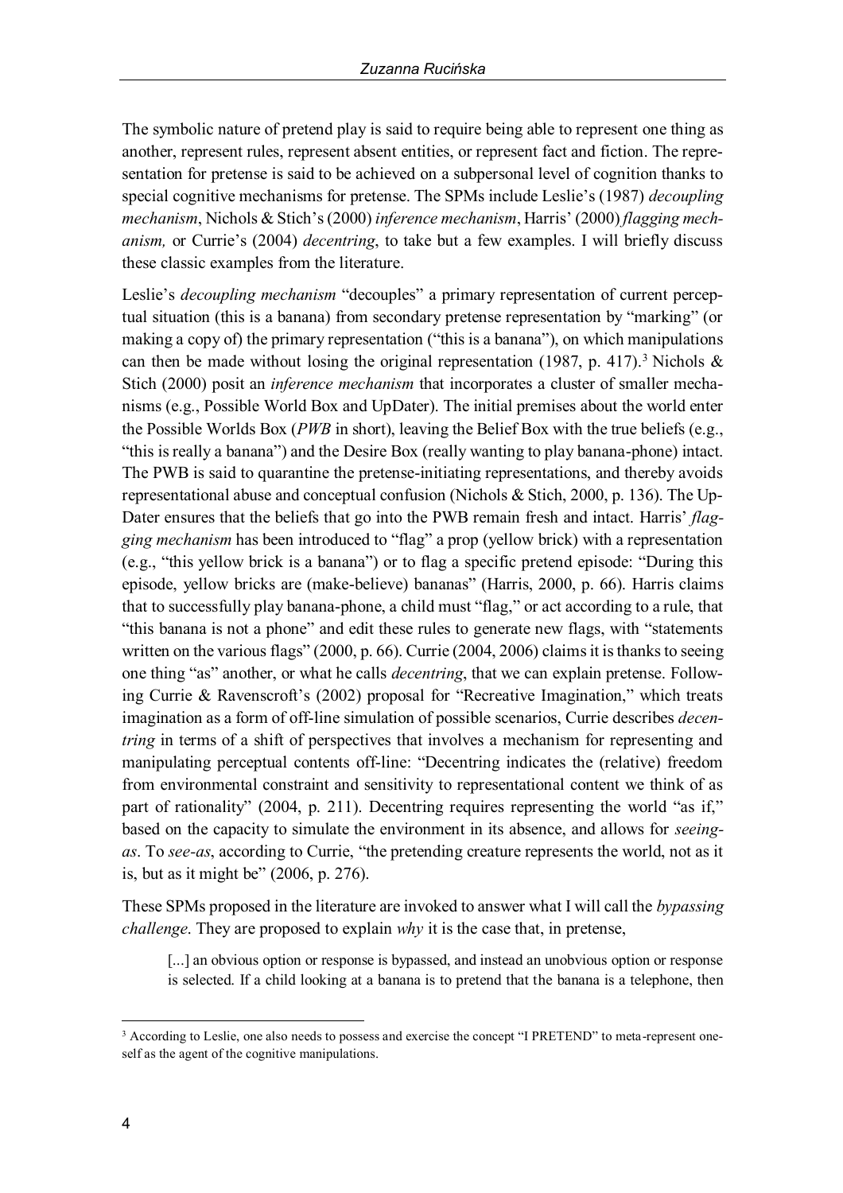The symbolic nature of pretend play is said to require being able to represent one thing as another, represent rules, represent absent entities, or represent fact and fiction. The representation for pretense is said to be achieved on a subpersonal level of cognition thanks to special cognitive mechanisms for pretense. The SPMs include Leslie's (1987) *decoupling mechanism*, Nichols & Stich's (2000) *inference mechanism*, Harris' (2000) *flagging mechanism,* or Currie's (2004) *decentring*, to take but a few examples. I will briefly discuss these classic examples from the literature.

Leslie's *decoupling mechanism* "decouples" a primary representation of current perceptual situation (this is a banana) from secondary pretense representation by "marking" (or making a copy of) the primary representation ("this is a banana"), on which manipulations can then be made without losing the original representation (1987, p. 417).[3] Nichols & Stich (2000) posit an *inference mechanism* that incorporates a cluster of smaller mechanisms (e.g., Possible World Box and UpDater). The initial premises about the world enter the Possible Worlds Box (*PWB* in short), leaving the Belief Box with the true beliefs (e.g., "this is really a banana") and the Desire Box (really wanting to play banana-phone) intact. The PWB is said to quarantine the pretense-initiating representations, and thereby avoids representational abuse and conceptual confusion (Nichols & Stich, 2000, p. 136). The UpDater ensures that the beliefs that go into the PWB remain fresh and intact. Harris' *flagging mechanism* has been introduced to "flag" a prop (yellow brick) with a representation (e.g., "this yellow brick is a banana") or to flag a specific pretend episode: "During this episode, yellow bricks are (make-believe) bananas" (Harris, 2000, p. 66). Harris claims that to successfully play banana-phone, a child must "flag," or act according to a rule, that "this banana is not a phone" and edit these rules to generate new flags, with "statements written on the various flags" (2000, p. 66). Currie (2004, 2006) claims it is thanks to seeing one thing "as" another, or what he calls *decentring*, that we can explain pretense. Following Currie & Ravenscroft's (2002) proposal for "Recreative Imagination," which treats imagination as a form of off-line simulation of possible scenarios, Currie describes *decentring* in terms of a shift of perspectives that involves a mechanism for representing and manipulating perceptual contents off-line: "Decentring indicates the (relative) freedom from environmental constraint and sensitivity to representational content we think of as part of rationality" (2004, p. 211). Decentring requires representing the world "as if," based on the capacity to simulate the environment in its absence, and allows for *seeing-as*. To *see-as*, according to Currie, "the pretending creature represents the world, not as it is, but as it might be" (2006, p. 276).

These SPMs proposed in the literature are invoked to answer what I will call the *bypassing challenge*. They are proposed to explain *why* it is the case that, in pretense,

> [...] an obvious option or response is bypassed, and instead an unobvious option or response is selected. If a child looking at a banana is to pretend that the banana is a telephone, then

[3] According to Leslie, one also needs to possess and exercise the concept "I PRETEND" to meta-represent oneself as the agent of the cognitive manipulations.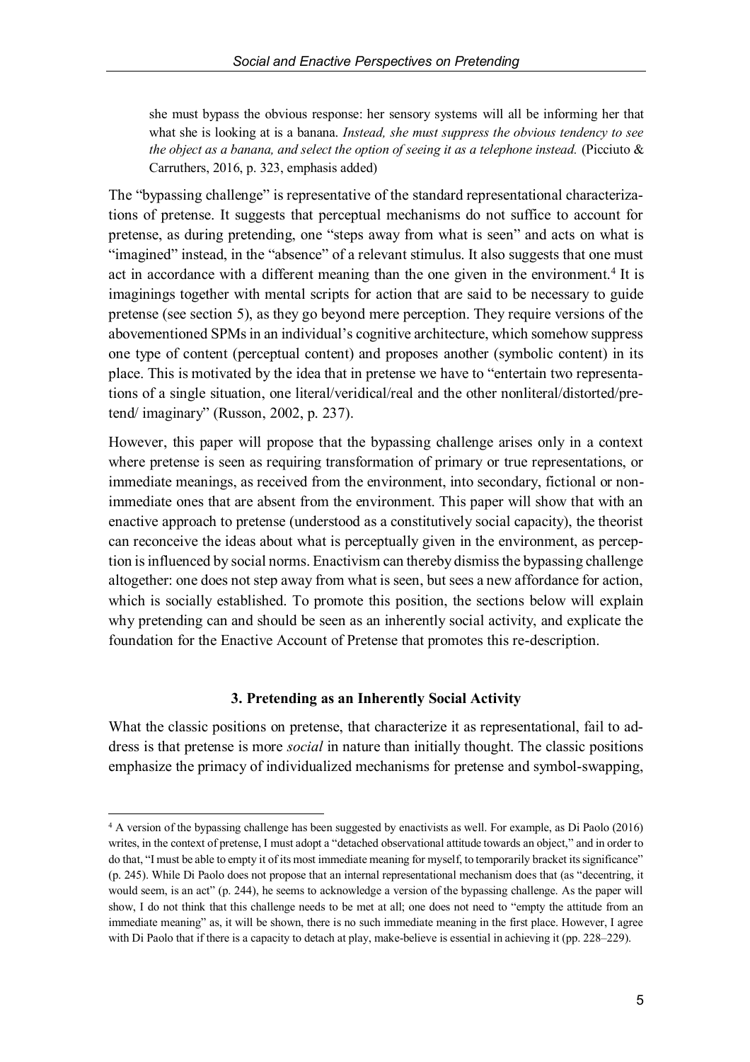> she must bypass the obvious response: her sensory systems will all be informing her that what she is looking at is a banana. *Instead, she must suppress the obvious tendency to see the object as a banana, and select the option of seeing it as a telephone instead.* (Picciuto & Carruthers, 2016, p. 323, emphasis added)

The "bypassing challenge" is representative of the standard representational characterizations of pretense. It suggests that perceptual mechanisms do not suffice to account for pretense, as during pretending, one "steps away from what is seen" and acts on what is "imagined" instead, in the "absence" of a relevant stimulus. It also suggests that one must act in accordance with a different meaning than the one given in the environment.[4] It is imaginings together with mental scripts for action that are said to be necessary to guide pretense (see section 5), as they go beyond mere perception. They require versions of the abovementioned SPMs in an individual's cognitive architecture, which somehow suppress one type of content (perceptual content) and proposes another (symbolic content) in its place. This is motivated by the idea that in pretense we have to "entertain two representations of a single situation, one literal/veridical/real and the other nonliteral/distorted/pretend/ imaginary" (Russon, 2002, p. 237).

However, this paper will propose that the bypassing challenge arises only in a context where pretense is seen as requiring transformation of primary or true representations, or immediate meanings, as received from the environment, into secondary, fictional or non-immediate ones that are absent from the environment. This paper will show that with an enactive approach to pretense (understood as a constitutively social capacity), the theorist can reconceive the ideas about what is perceptually given in the environment, as perception is influenced by social norms. Enactivism can thereby dismiss the bypassing challenge altogether: one does not step away from what is seen, but sees a new affordance for action, which is socially established. To promote this position, the sections below will explain why pretending can and should be seen as an inherently social activity, and explicate the foundation for the Enactive Account of Pretense that promotes this re-description.

## 3. Pretending as an Inherently Social Activity

What the classic positions on pretense, that characterize it as representational, fail to address is that pretense is more *social* in nature than initially thought. The classic positions emphasize the primacy of individualized mechanisms for pretense and symbol-swapping,

---

[4] A version of the bypassing challenge has been suggested by enactivists as well. For example, as Di Paolo (2016) writes, in the context of pretense, I must adopt a "detached observational attitude towards an object," and in order to do that, "I must be able to empty it of its most immediate meaning for myself, to temporarily bracket its significance" (p. 245). While Di Paolo does not propose that an internal representational mechanism does that (as "decentring, it would seem, is an act" (p. 244), he seems to acknowledge a version of the bypassing challenge. As the paper will show, I do not think that this challenge needs to be met at all; one does not need to "empty the attitude from an immediate meaning" as, it will be shown, there is no such immediate meaning in the first place. However, I agree with Di Paolo that if there is a capacity to detach at play, make-believe is essential in achieving it (pp. 228–229).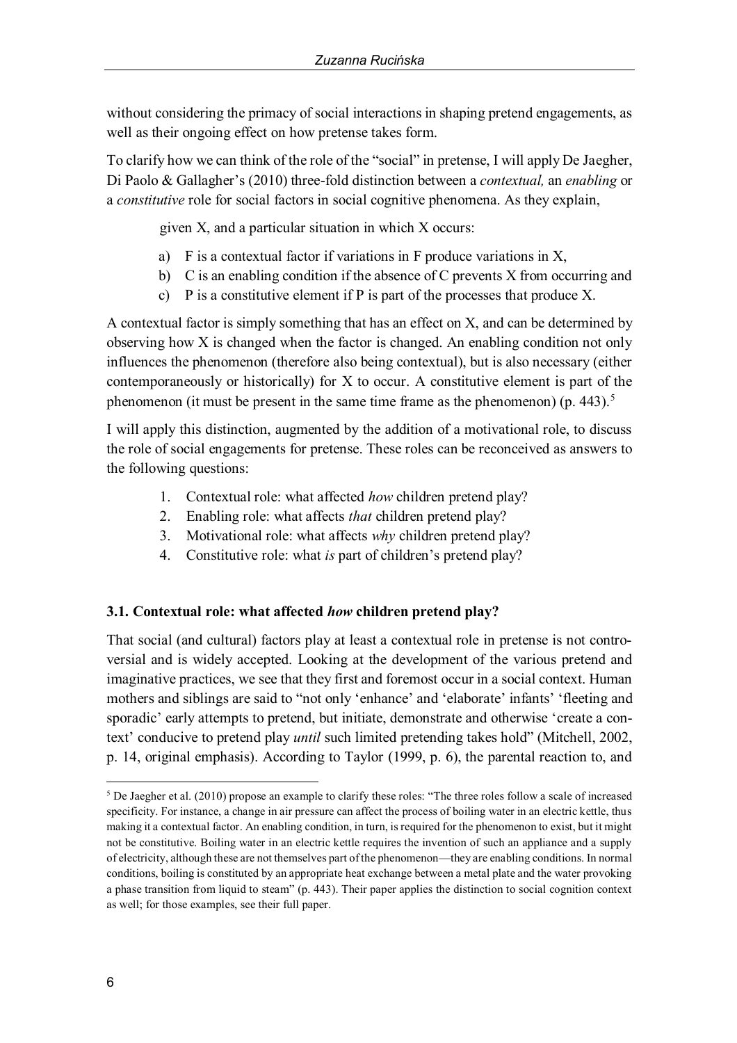without considering the primacy of social interactions in shaping pretend engagements, as well as their ongoing effect on how pretense takes form.

To clarify how we can think of the role of the "social" in pretense, I will apply De Jaegher, Di Paolo & Gallagher's (2010) three-fold distinction between a *contextual,* an *enabling* or a *constitutive* role for social factors in social cognitive phenomena. As they explain,

> given X, and a particular situation in which X occurs:
>
> a) F is a contextual factor if variations in F produce variations in X,
> b) C is an enabling condition if the absence of C prevents X from occurring and
> c) P is a constitutive element if P is part of the processes that produce X.

A contextual factor is simply something that has an effect on X, and can be determined by observing how X is changed when the factor is changed. An enabling condition not only influences the phenomenon (therefore also being contextual), but is also necessary (either contemporaneously or historically) for X to occur. A constitutive element is part of the phenomenon (it must be present in the same time frame as the phenomenon) (p. 443).[5]

I will apply this distinction, augmented by the addition of a motivational role, to discuss the role of social engagements for pretense. These roles can be reconceived as answers to the following questions:

1. Contextual role: what affected *how* children pretend play?
2. Enabling role: what affects *that* children pretend play?
3. Motivational role: what affects *why* children pretend play?
4. Constitutive role: what *is* part of children's pretend play?

### 3.1. Contextual role: what affected *how* children pretend play?

That social (and cultural) factors play at least a contextual role in pretense is not controversial and is widely accepted. Looking at the development of the various pretend and imaginative practices, we see that they first and foremost occur in a social context. Human mothers and siblings are said to "not only 'enhance' and 'elaborate' infants' 'fleeting and sporadic' early attempts to pretend, but initiate, demonstrate and otherwise 'create a context' conducive to pretend play *until* such limited pretending takes hold" (Mitchell, 2002, p. 14, original emphasis). According to Taylor (1999, p. 6), the parental reaction to, and

---

[5] De Jaegher et al. (2010) propose an example to clarify these roles: "The three roles follow a scale of increased specificity. For instance, a change in air pressure can affect the process of boiling water in an electric kettle, thus making it a contextual factor. An enabling condition, in turn, is required for the phenomenon to exist, but it might not be constitutive. Boiling water in an electric kettle requires the invention of such an appliance and a supply of electricity, although these are not themselves part of the phenomenon—they are enabling conditions. In normal conditions, boiling is constituted by an appropriate heat exchange between a metal plate and the water provoking a phase transition from liquid to steam" (p. 443). Their paper applies the distinction to social cognition context as well; for those examples, see their full paper.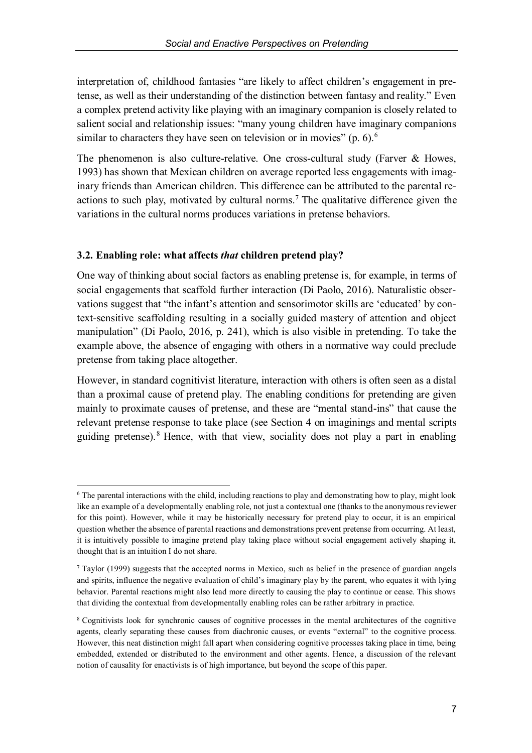interpretation of, childhood fantasies "are likely to affect children's engagement in pretense, as well as their understanding of the distinction between fantasy and reality." Even a complex pretend activity like playing with an imaginary companion is closely related to salient social and relationship issues: "many young children have imaginary companions similar to characters they have seen on television or in movies" (p. 6).[6]

The phenomenon is also culture-relative. One cross-cultural study (Farver & Howes, 1993) has shown that Mexican children on average reported less engagements with imaginary friends than American children. This difference can be attributed to the parental reactions to such play, motivated by cultural norms.[7] The qualitative difference given the variations in the cultural norms produces variations in pretense behaviors.

### 3.2. Enabling role: what affects *that* children pretend play?

One way of thinking about social factors as enabling pretense is, for example, in terms of social engagements that scaffold further interaction (Di Paolo, 2016). Naturalistic observations suggest that "the infant's attention and sensorimotor skills are 'educated' by context-sensitive scaffolding resulting in a socially guided mastery of attention and object manipulation" (Di Paolo, 2016, p. 241), which is also visible in pretending. To take the example above, the absence of engaging with others in a normative way could preclude pretense from taking place altogether.

However, in standard cognitivist literature, interaction with others is often seen as a distal than a proximal cause of pretend play. The enabling conditions for pretending are given mainly to proximate causes of pretense, and these are "mental stand-ins" that cause the relevant pretense response to take place (see Section 4 on imaginings and mental scripts guiding pretense).[8] Hence, with that view, sociality does not play a part in enabling

---

[6] The parental interactions with the child, including reactions to play and demonstrating how to play, might look like an example of a developmentally enabling role, not just a contextual one (thanks to the anonymous reviewer for this point). However, while it may be historically necessary for pretend play to occur, it is an empirical question whether the absence of parental reactions and demonstrations prevent pretense from occurring. At least, it is intuitively possible to imagine pretend play taking place without social engagement actively shaping it, thought that is an intuition I do not share.

[7] Taylor (1999) suggests that the accepted norms in Mexico, such as belief in the presence of guardian angels and spirits, influence the negative evaluation of child's imaginary play by the parent, who equates it with lying behavior. Parental reactions might also lead more directly to causing the play to continue or cease. This shows that dividing the contextual from developmentally enabling roles can be rather arbitrary in practice.

[8] Cognitivists look for synchronic causes of cognitive processes in the mental architectures of the cognitive agents, clearly separating these causes from diachronic causes, or events "external" to the cognitive process. However, this neat distinction might fall apart when considering cognitive processes taking place in time, being embedded, extended or distributed to the environment and other agents. Hence, a discussion of the relevant notion of causality for enactivists is of high importance, but beyond the scope of this paper.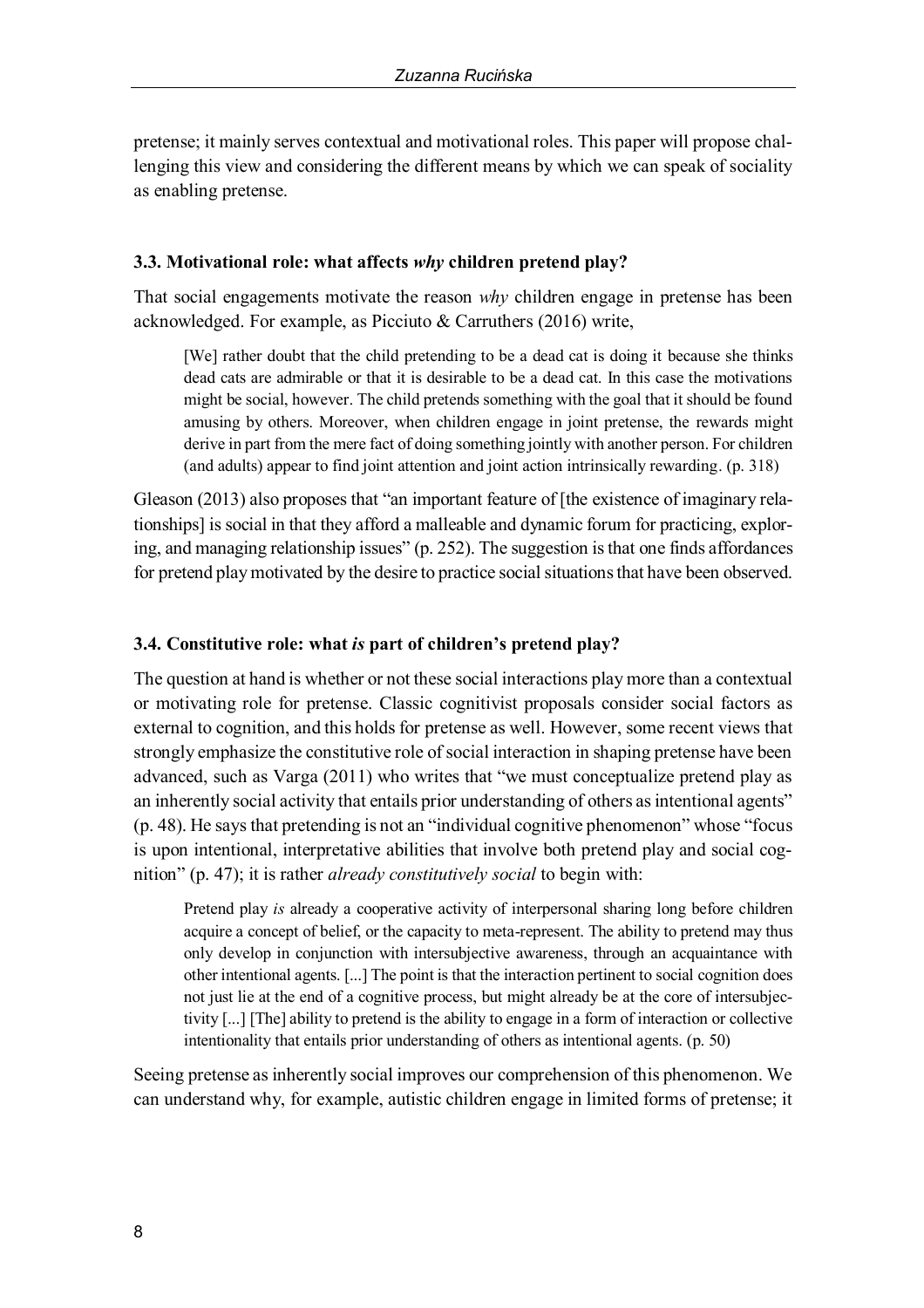pretense; it mainly serves contextual and motivational roles. This paper will propose challenging this view and considering the different means by which we can speak of sociality as enabling pretense.

### 3.3. Motivational role: what affects *why* children pretend play?

That social engagements motivate the reason *why* children engage in pretense has been acknowledged. For example, as Picciuto & Carruthers (2016) write,

> [We] rather doubt that the child pretending to be a dead cat is doing it because she thinks dead cats are admirable or that it is desirable to be a dead cat. In this case the motivations might be social, however. The child pretends something with the goal that it should be found amusing by others. Moreover, when children engage in joint pretense, the rewards might derive in part from the mere fact of doing something jointly with another person. For children (and adults) appear to find joint attention and joint action intrinsically rewarding. (p. 318)

Gleason (2013) also proposes that "an important feature of [the existence of imaginary relationships] is social in that they afford a malleable and dynamic forum for practicing, exploring, and managing relationship issues" (p. 252). The suggestion is that one finds affordances for pretend play motivated by the desire to practice social situations that have been observed.

### 3.4. Constitutive role: what *is* part of children's pretend play?

The question at hand is whether or not these social interactions play more than a contextual or motivating role for pretense. Classic cognitivist proposals consider social factors as external to cognition, and this holds for pretense as well. However, some recent views that strongly emphasize the constitutive role of social interaction in shaping pretense have been advanced, such as Varga (2011) who writes that "we must conceptualize pretend play as an inherently social activity that entails prior understanding of others as intentional agents" (p. 48). He says that pretending is not an "individual cognitive phenomenon" whose "focus is upon intentional, interpretative abilities that involve both pretend play and social cognition" (p. 47); it is rather *already constitutively social* to begin with:

> Pretend play *is* already a cooperative activity of interpersonal sharing long before children acquire a concept of belief, or the capacity to meta-represent. The ability to pretend may thus only develop in conjunction with intersubjective awareness, through an acquaintance with other intentional agents. [...] The point is that the interaction pertinent to social cognition does not just lie at the end of a cognitive process, but might already be at the core of intersubjectivity [...] [The] ability to pretend is the ability to engage in a form of interaction or collective intentionality that entails prior understanding of others as intentional agents. (p. 50)

Seeing pretense as inherently social improves our comprehension of this phenomenon. We can understand why, for example, autistic children engage in limited forms of pretense; it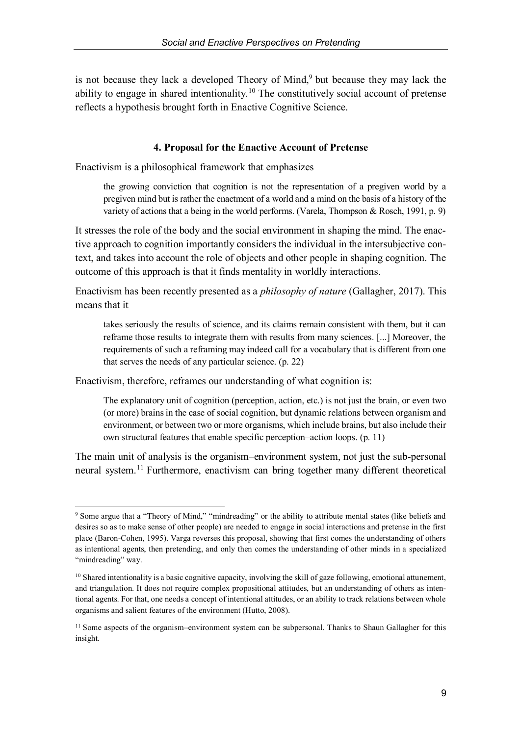is not because they lack a developed Theory of Mind,[9] but because they may lack the ability to engage in shared intentionality.[10] The constitutively social account of pretense reflects a hypothesis brought forth in Enactive Cognitive Science.

### 4. Proposal for the Enactive Account of Pretense

Enactivism is a philosophical framework that emphasizes

> the growing conviction that cognition is not the representation of a pregiven world by a pregiven mind but is rather the enactment of a world and a mind on the basis of a history of the variety of actions that a being in the world performs. (Varela, Thompson & Rosch, 1991, p. 9)

It stresses the role of the body and the social environment in shaping the mind. The enactive approach to cognition importantly considers the individual in the intersubjective context, and takes into account the role of objects and other people in shaping cognition. The outcome of this approach is that it finds mentality in worldly interactions.

Enactivism has been recently presented as a *philosophy of nature* (Gallagher, 2017). This means that it

> takes seriously the results of science, and its claims remain consistent with them, but it can reframe those results to integrate them with results from many sciences. [...] Moreover, the requirements of such a reframing may indeed call for a vocabulary that is different from one that serves the needs of any particular science. (p. 22)

Enactivism, therefore, reframes our understanding of what cognition is:

> The explanatory unit of cognition (perception, action, etc.) is not just the brain, or even two (or more) brains in the case of social cognition, but dynamic relations between organism and environment, or between two or more organisms, which include brains, but also include their own structural features that enable specific perception–action loops. (p. 11)

The main unit of analysis is the organism–environment system, not just the sub-personal neural system.[11] Furthermore, enactivism can bring together many different theoretical

---

[9] Some argue that a "Theory of Mind," "mindreading" or the ability to attribute mental states (like beliefs and desires so as to make sense of other people) are needed to engage in social interactions and pretense in the first place (Baron-Cohen, 1995). Varga reverses this proposal, showing that first comes the understanding of others as intentional agents, then pretending, and only then comes the understanding of other minds in a specialized "mindreading" way.

[10] Shared intentionality is a basic cognitive capacity, involving the skill of gaze following, emotional attunement, and triangulation. It does not require complex propositional attitudes, but an understanding of others as intentional agents. For that, one needs a concept of intentional attitudes, or an ability to track relations between whole organisms and salient features of the environment (Hutto, 2008).

[11] Some aspects of the organism–environment system can be subpersonal. Thanks to Shaun Gallagher for this insight.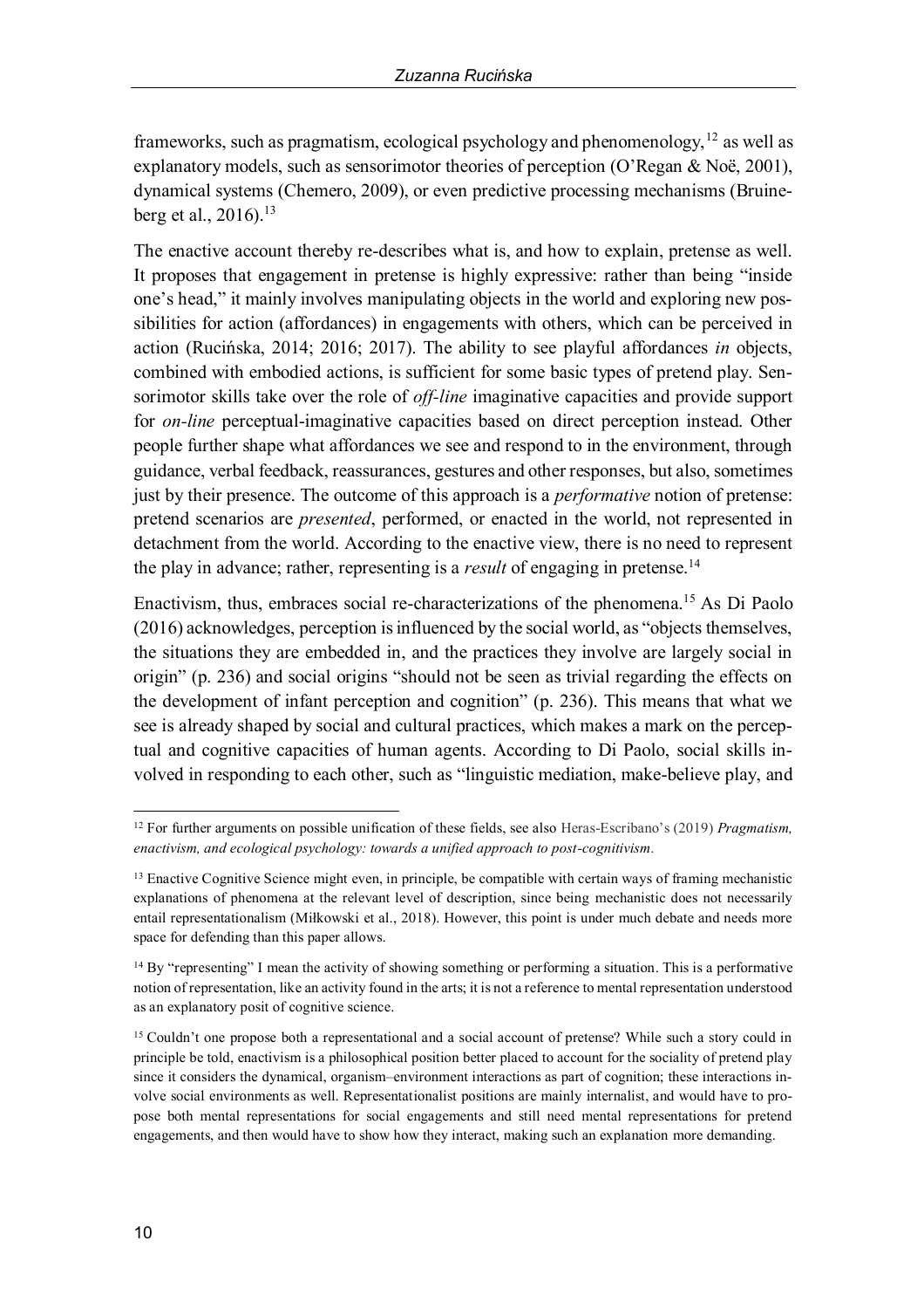frameworks, such as pragmatism, ecological psychology and phenomenology,[12] as well as explanatory models, such as sensorimotor theories of perception (O'Regan & Noë, 2001), dynamical systems (Chemero, 2009), or even predictive processing mechanisms (Bruineberg et al., 2016).[13]

The enactive account thereby re-describes what is, and how to explain, pretense as well. It proposes that engagement in pretense is highly expressive: rather than being "inside one's head," it mainly involves manipulating objects in the world and exploring new possibilities for action (affordances) in engagements with others, which can be perceived in action (Rucińska, 2014; 2016; 2017). The ability to see playful affordances *in* objects, combined with embodied actions, is sufficient for some basic types of pretend play. Sensorimotor skills take over the role of *off-line* imaginative capacities and provide support for *on-line* perceptual-imaginative capacities based on direct perception instead. Other people further shape what affordances we see and respond to in the environment, through guidance, verbal feedback, reassurances, gestures and other responses, but also, sometimes just by their presence. The outcome of this approach is a *performative* notion of pretense: pretend scenarios are *presented*, performed, or enacted in the world, not represented in detachment from the world. According to the enactive view, there is no need to represent the play in advance; rather, representing is a *result* of engaging in pretense.[14]

Enactivism, thus, embraces social re-characterizations of the phenomena.[15] As Di Paolo (2016) acknowledges, perception is influenced by the social world, as "objects themselves, the situations they are embedded in, and the practices they involve are largely social in origin" (p. 236) and social origins "should not be seen as trivial regarding the effects on the development of infant perception and cognition" (p. 236). This means that what we see is already shaped by social and cultural practices, which makes a mark on the perceptual and cognitive capacities of human agents. According to Di Paolo, social skills involved in responding to each other, such as "linguistic mediation, make-believe play, and

---

[12] For further arguments on possible unification of these fields, see also Heras-Escribano's (2019) *Pragmatism, enactivism, and ecological psychology: towards a unified approach to post-cognitivism*.

[13] Enactive Cognitive Science might even, in principle, be compatible with certain ways of framing mechanistic explanations of phenomena at the relevant level of description, since being mechanistic does not necessarily entail representationalism (Miłkowski et al., 2018). However, this point is under much debate and needs more space for defending than this paper allows.

[14] By "representing" I mean the activity of showing something or performing a situation. This is a performative notion of representation, like an activity found in the arts; it is not a reference to mental representation understood as an explanatory posit of cognitive science.

[15] Couldn't one propose both a representational and a social account of pretense? While such a story could in principle be told, enactivism is a philosophical position better placed to account for the sociality of pretend play since it considers the dynamical, organism–environment interactions as part of cognition; these interactions involve social environments as well. Representationalist positions are mainly internalist, and would have to propose both mental representations for social engagements and still need mental representations for pretend engagements, and then would have to show how they interact, making such an explanation more demanding.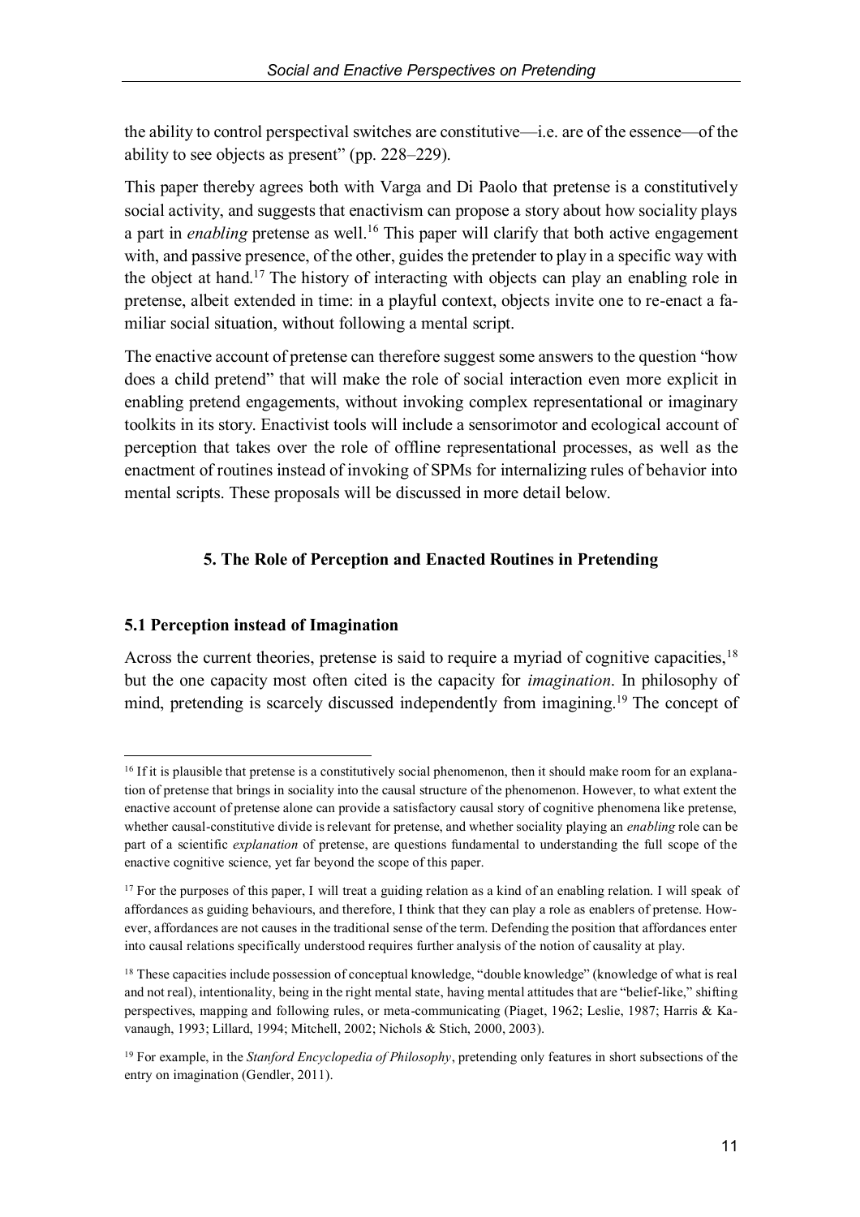the ability to control perspectival switches are constitutive—i.e. are of the essence—of the ability to see objects as present" (pp. 228–229).

This paper thereby agrees both with Varga and Di Paolo that pretense is a constitutively social activity, and suggests that enactivism can propose a story about how sociality plays a part in *enabling* pretense as well.[16] This paper will clarify that both active engagement with, and passive presence, of the other, guides the pretender to play in a specific way with the object at hand.[17] The history of interacting with objects can play an enabling role in pretense, albeit extended in time: in a playful context, objects invite one to re-enact a familiar social situation, without following a mental script.

The enactive account of pretense can therefore suggest some answers to the question "how does a child pretend" that will make the role of social interaction even more explicit in enabling pretend engagements, without invoking complex representational or imaginary toolkits in its story. Enactivist tools will include a sensorimotor and ecological account of perception that takes over the role of offline representational processes, as well as the enactment of routines instead of invoking of SPMs for internalizing rules of behavior into mental scripts. These proposals will be discussed in more detail below.

## 5. The Role of Perception and Enacted Routines in Pretending

### 5.1 Perception instead of Imagination

Across the current theories, pretense is said to require a myriad of cognitive capacities,[18] but the one capacity most often cited is the capacity for *imagination*. In philosophy of mind, pretending is scarcely discussed independently from imagining.[19] The concept of

---

[16] If it is plausible that pretense is a constitutively social phenomenon, then it should make room for an explanation of pretense that brings in sociality into the causal structure of the phenomenon. However, to what extent the enactive account of pretense alone can provide a satisfactory causal story of cognitive phenomena like pretense, whether causal-constitutive divide is relevant for pretense, and whether sociality playing an *enabling* role can be part of a scientific *explanation* of pretense, are questions fundamental to understanding the full scope of the enactive cognitive science, yet far beyond the scope of this paper.

[17] For the purposes of this paper, I will treat a guiding relation as a kind of an enabling relation. I will speak of affordances as guiding behaviours, and therefore, I think that they can play a role as enablers of pretense. However, affordances are not causes in the traditional sense of the term. Defending the position that affordances enter into causal relations specifically understood requires further analysis of the notion of causality at play.

[18] These capacities include possession of conceptual knowledge, "double knowledge" (knowledge of what is real and not real), intentionality, being in the right mental state, having mental attitudes that are "belief-like," shifting perspectives, mapping and following rules, or meta-communicating (Piaget, 1962; Leslie, 1987; Harris & Kavanaugh, 1993; Lillard, 1994; Mitchell, 2002; Nichols & Stich, 2000, 2003).

[19] For example, in the *Stanford Encyclopedia of Philosophy*, pretending only features in short subsections of the entry on imagination (Gendler, 2011).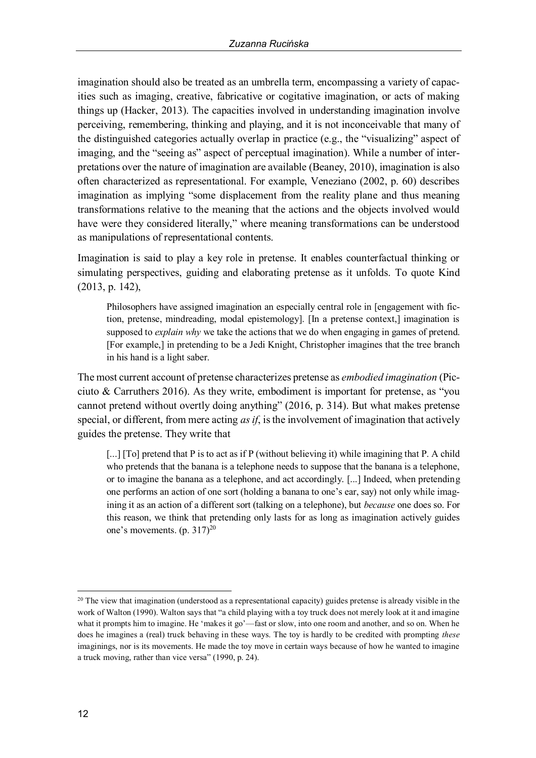imagination should also be treated as an umbrella term, encompassing a variety of capacities such as imaging, creative, fabricative or cogitative imagination, or acts of making things up (Hacker, 2013). The capacities involved in understanding imagination involve perceiving, remembering, thinking and playing, and it is not inconceivable that many of the distinguished categories actually overlap in practice (e.g., the "visualizing" aspect of imaging, and the "seeing as" aspect of perceptual imagination). While a number of interpretations over the nature of imagination are available (Beaney, 2010), imagination is also often characterized as representational. For example, Veneziano (2002, p. 60) describes imagination as implying "some displacement from the reality plane and thus meaning transformations relative to the meaning that the actions and the objects involved would have were they considered literally," where meaning transformations can be understood as manipulations of representational contents.

Imagination is said to play a key role in pretense. It enables counterfactual thinking or simulating perspectives, guiding and elaborating pretense as it unfolds. To quote Kind (2013, p. 142),

> Philosophers have assigned imagination an especially central role in [engagement with fiction, pretense, mindreading, modal epistemology]. [In a pretense context,] imagination is supposed to *explain why* we take the actions that we do when engaging in games of pretend. [For example,] in pretending to be a Jedi Knight, Christopher imagines that the tree branch in his hand is a light saber.

The most current account of pretense characterizes pretense as *embodied imagination* (Picciuto & Carruthers 2016). As they write, embodiment is important for pretense, as "you cannot pretend without overtly doing anything" (2016, p. 314). But what makes pretense special, or different, from mere acting *as if*, is the involvement of imagination that actively guides the pretense. They write that

> [...] [To] pretend that P is to act as if P (without believing it) while imagining that P. A child who pretends that the banana is a telephone needs to suppose that the banana is a telephone, or to imagine the banana as a telephone, and act accordingly. [...] Indeed, when pretending one performs an action of one sort (holding a banana to one's ear, say) not only while imagining it as an action of a different sort (talking on a telephone), but *because* one does so. For this reason, we think that pretending only lasts for as long as imagination actively guides one's movements. (p. 317)[20]

[20] The view that imagination (understood as a representational capacity) guides pretense is already visible in the work of Walton (1990). Walton says that "a child playing with a toy truck does not merely look at it and imagine what it prompts him to imagine. He 'makes it go'—fast or slow, into one room and another, and so on. When he does he imagines a (real) truck behaving in these ways. The toy is hardly to be credited with prompting *these* imaginings, nor is its movements. He made the toy move in certain ways because of how he wanted to imagine a truck moving, rather than vice versa" (1990, p. 24).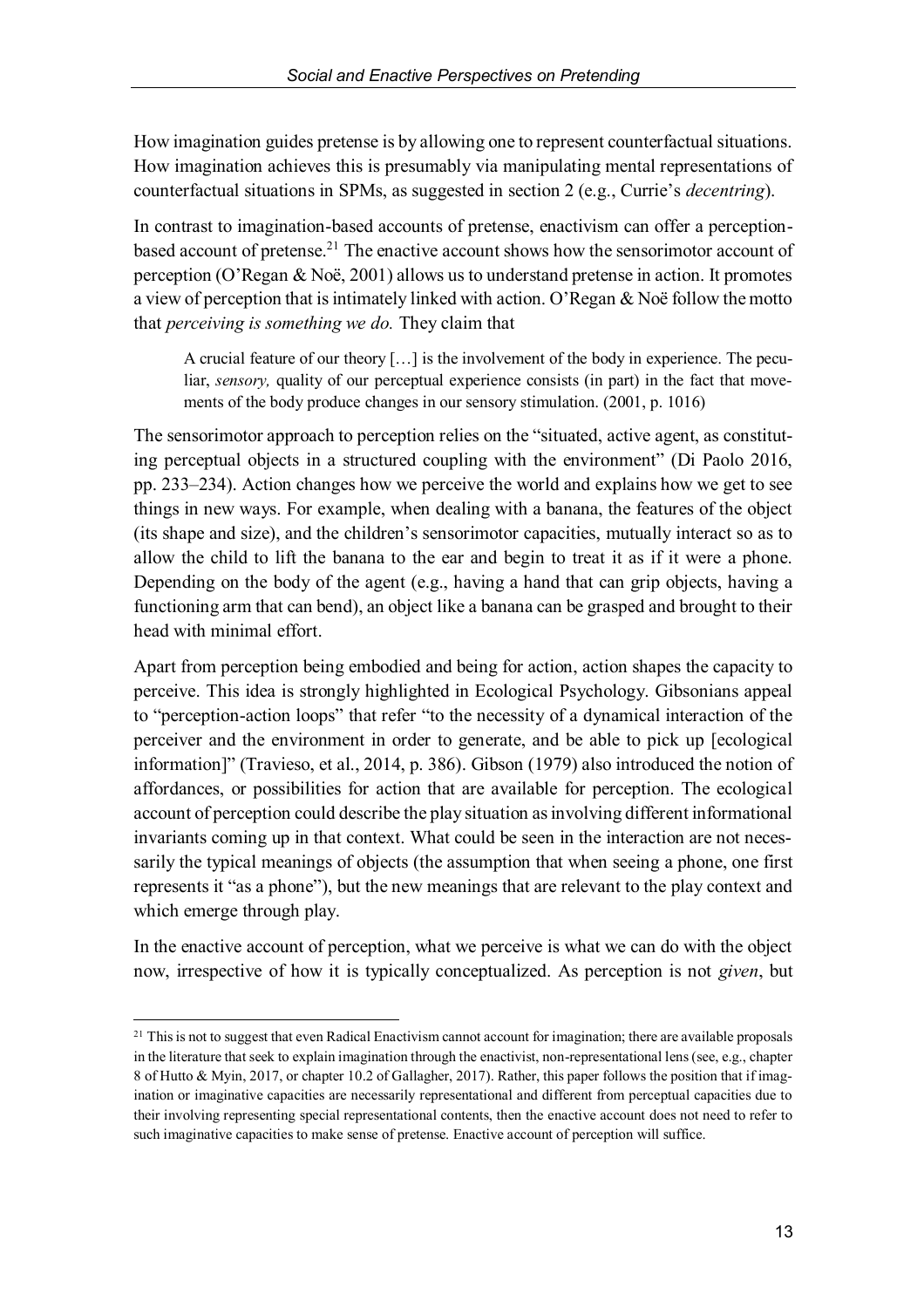How imagination guides pretense is by allowing one to represent counterfactual situations. How imagination achieves this is presumably via manipulating mental representations of counterfactual situations in SPMs, as suggested in section 2 (e.g., Currie's *decentring*).

In contrast to imagination-based accounts of pretense, enactivism can offer a perception-based account of pretense.[21] The enactive account shows how the sensorimotor account of perception (O'Regan & Noë, 2001) allows us to understand pretense in action. It promotes a view of perception that is intimately linked with action. O'Regan & Noë follow the motto that *perceiving is something we do.* They claim that

> A crucial feature of our theory […] is the involvement of the body in experience. The peculiar, *sensory,* quality of our perceptual experience consists (in part) in the fact that movements of the body produce changes in our sensory stimulation. (2001, p. 1016)

The sensorimotor approach to perception relies on the "situated, active agent, as constituting perceptual objects in a structured coupling with the environment" (Di Paolo 2016, pp. 233–234). Action changes how we perceive the world and explains how we get to see things in new ways. For example, when dealing with a banana, the features of the object (its shape and size), and the children's sensorimotor capacities, mutually interact so as to allow the child to lift the banana to the ear and begin to treat it as if it were a phone. Depending on the body of the agent (e.g., having a hand that can grip objects, having a functioning arm that can bend), an object like a banana can be grasped and brought to their head with minimal effort.

Apart from perception being embodied and being for action, action shapes the capacity to perceive. This idea is strongly highlighted in Ecological Psychology. Gibsonians appeal to "perception-action loops" that refer "to the necessity of a dynamical interaction of the perceiver and the environment in order to generate, and be able to pick up [ecological information]" (Travieso, et al., 2014, p. 386). Gibson (1979) also introduced the notion of affordances, or possibilities for action that are available for perception. The ecological account of perception could describe the play situation as involving different informational invariants coming up in that context. What could be seen in the interaction are not necessarily the typical meanings of objects (the assumption that when seeing a phone, one first represents it "as a phone"), but the new meanings that are relevant to the play context and which emerge through play.

In the enactive account of perception, what we perceive is what we can do with the object now, irrespective of how it is typically conceptualized. As perception is not *given*, but

---

[21] This is not to suggest that even Radical Enactivism cannot account for imagination; there are available proposals in the literature that seek to explain imagination through the enactivist, non-representational lens (see, e.g., chapter 8 of Hutto & Myin, 2017, or chapter 10.2 of Gallagher, 2017). Rather, this paper follows the position that if imagination or imaginative capacities are necessarily representational and different from perceptual capacities due to their involving representing special representational contents, then the enactive account does not need to refer to such imaginative capacities to make sense of pretense. Enactive account of perception will suffice.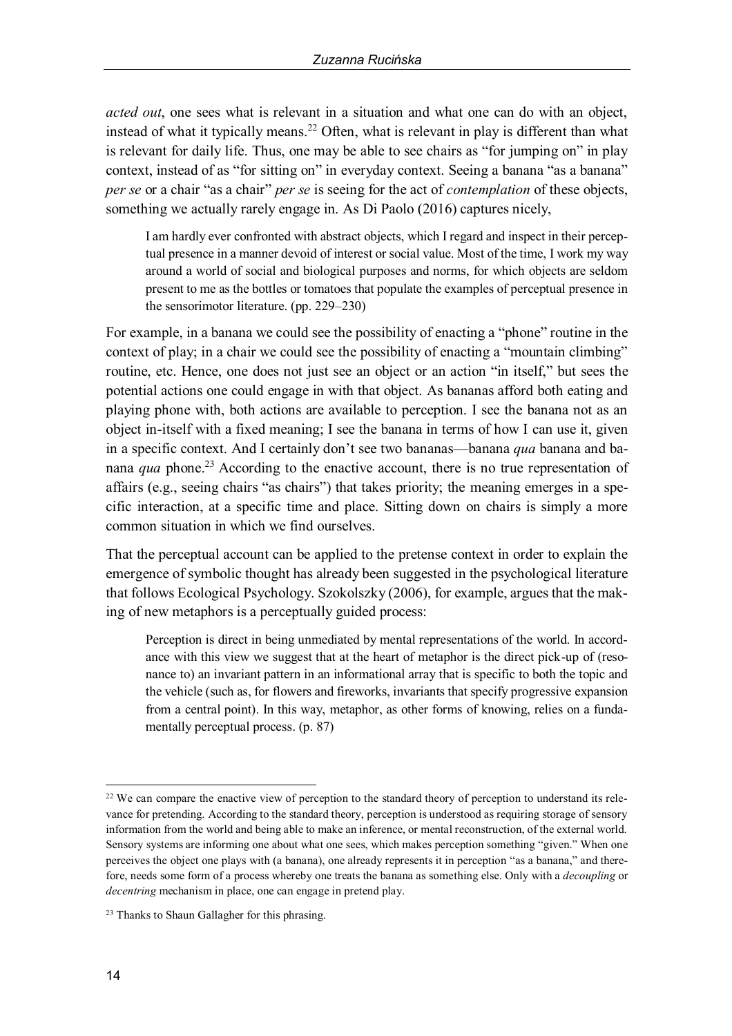*acted out*, one sees what is relevant in a situation and what one can do with an object, instead of what it typically means.[22] Often, what is relevant in play is different than what is relevant for daily life. Thus, one may be able to see chairs as "for jumping on" in play context, instead of as "for sitting on" in everyday context. Seeing a banana "as a banana" *per se* or a chair "as a chair" *per se* is seeing for the act of *contemplation* of these objects, something we actually rarely engage in. As Di Paolo (2016) captures nicely,

> I am hardly ever confronted with abstract objects, which I regard and inspect in their perceptual presence in a manner devoid of interest or social value. Most of the time, I work my way around a world of social and biological purposes and norms, for which objects are seldom present to me as the bottles or tomatoes that populate the examples of perceptual presence in the sensorimotor literature. (pp. 229–230)

For example, in a banana we could see the possibility of enacting a "phone" routine in the context of play; in a chair we could see the possibility of enacting a "mountain climbing" routine, etc. Hence, one does not just see an object or an action "in itself," but sees the potential actions one could engage in with that object. As bananas afford both eating and playing phone with, both actions are available to perception. I see the banana not as an object in-itself with a fixed meaning; I see the banana in terms of how I can use it, given in a specific context. And I certainly don't see two bananas—banana *qua* banana and banana *qua* phone.[23] According to the enactive account, there is no true representation of affairs (e.g., seeing chairs "as chairs") that takes priority; the meaning emerges in a specific interaction, at a specific time and place. Sitting down on chairs is simply a more common situation in which we find ourselves.

That the perceptual account can be applied to the pretense context in order to explain the emergence of symbolic thought has already been suggested in the psychological literature that follows Ecological Psychology. Szokolszky (2006), for example, argues that the making of new metaphors is a perceptually guided process:

> Perception is direct in being unmediated by mental representations of the world. In accordance with this view we suggest that at the heart of metaphor is the direct pick-up of (resonance to) an invariant pattern in an informational array that is specific to both the topic and the vehicle (such as, for flowers and fireworks, invariants that specify progressive expansion from a central point). In this way, metaphor, as other forms of knowing, relies on a fundamentally perceptual process. (p. 87)

---

[22] We can compare the enactive view of perception to the standard theory of perception to understand its relevance for pretending. According to the standard theory, perception is understood as requiring storage of sensory information from the world and being able to make an inference, or mental reconstruction, of the external world. Sensory systems are informing one about what one sees, which makes perception something "given." When one perceives the object one plays with (a banana), one already represents it in perception "as a banana," and therefore, needs some form of a process whereby one treats the banana as something else. Only with a *decoupling* or *decentring* mechanism in place, one can engage in pretend play.

[23] Thanks to Shaun Gallagher for this phrasing.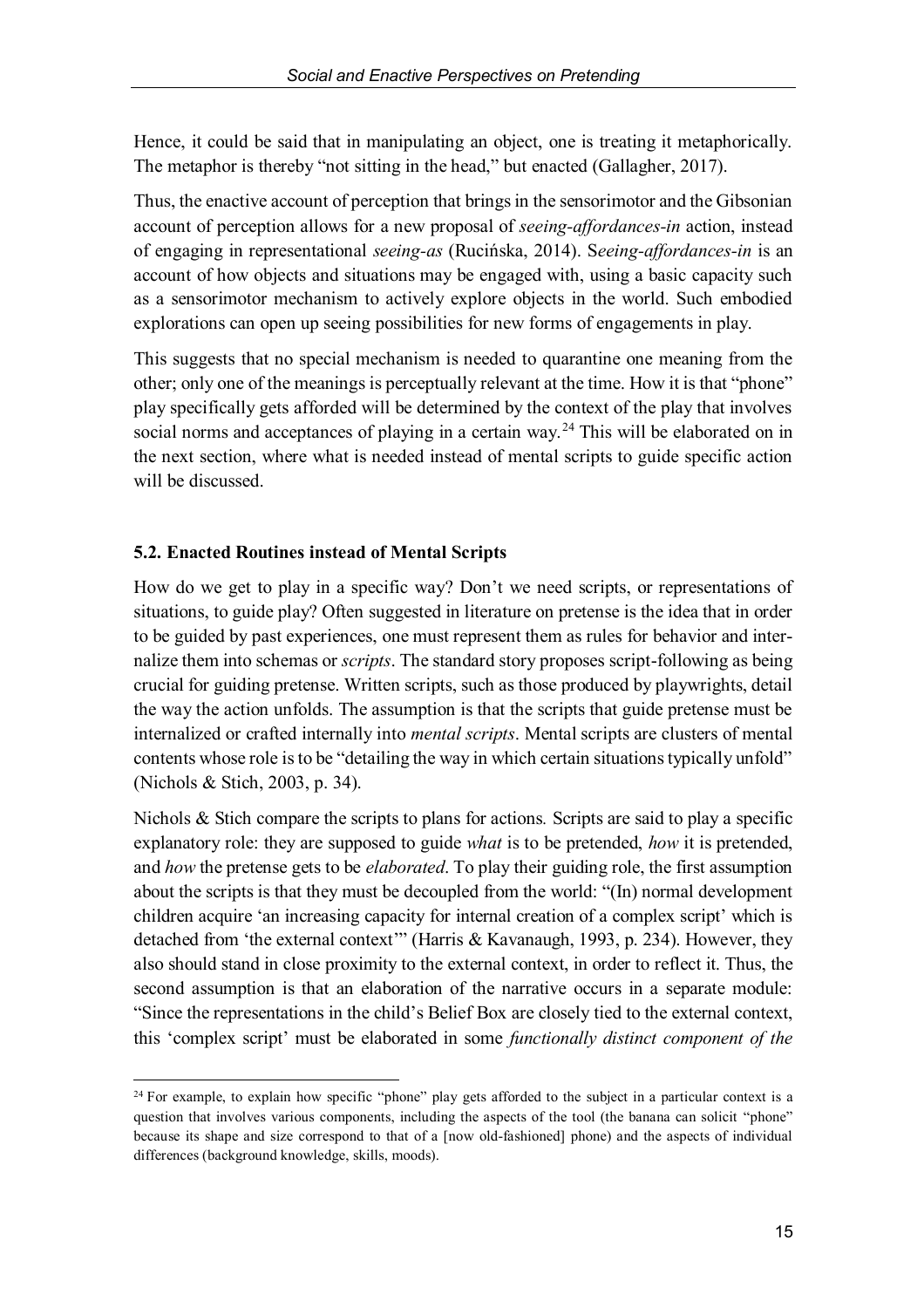Hence, it could be said that in manipulating an object, one is treating it metaphorically. The metaphor is thereby "not sitting in the head," but enacted (Gallagher, 2017).

Thus, the enactive account of perception that brings in the sensorimotor and the Gibsonian account of perception allows for a new proposal of *seeing-affordances-in* action, instead of engaging in representational *seeing-as* (Rucińska, 2014). S*eeing-affordances-in* is an account of how objects and situations may be engaged with, using a basic capacity such as a sensorimotor mechanism to actively explore objects in the world. Such embodied explorations can open up seeing possibilities for new forms of engagements in play.

This suggests that no special mechanism is needed to quarantine one meaning from the other; only one of the meanings is perceptually relevant at the time. How it is that "phone" play specifically gets afforded will be determined by the context of the play that involves social norms and acceptances of playing in a certain way.[24] This will be elaborated on in the next section, where what is needed instead of mental scripts to guide specific action will be discussed.

### 5.2. Enacted Routines instead of Mental Scripts

How do we get to play in a specific way? Don't we need scripts, or representations of situations, to guide play? Often suggested in literature on pretense is the idea that in order to be guided by past experiences, one must represent them as rules for behavior and internalize them into schemas or *scripts*. The standard story proposes script-following as being crucial for guiding pretense. Written scripts, such as those produced by playwrights, detail the way the action unfolds. The assumption is that the scripts that guide pretense must be internalized or crafted internally into *mental scripts*. Mental scripts are clusters of mental contents whose role is to be "detailing the way in which certain situations typically unfold" (Nichols & Stich, 2003, p. 34).

Nichols & Stich compare the scripts to plans for actions. Scripts are said to play a specific explanatory role: they are supposed to guide *what* is to be pretended, *how* it is pretended, and *how* the pretense gets to be *elaborated*. To play their guiding role, the first assumption about the scripts is that they must be decoupled from the world: "(In) normal development children acquire 'an increasing capacity for internal creation of a complex script' which is detached from 'the external context'" (Harris & Kavanaugh, 1993, p. 234). However, they also should stand in close proximity to the external context, in order to reflect it. Thus, the second assumption is that an elaboration of the narrative occurs in a separate module: "Since the representations in the child's Belief Box are closely tied to the external context, this 'complex script' must be elaborated in some *functionally distinct component of the*

---

[24] For example, to explain how specific "phone" play gets afforded to the subject in a particular context is a question that involves various components, including the aspects of the tool (the banana can solicit "phone" because its shape and size correspond to that of a [now old-fashioned] phone) and the aspects of individual differences (background knowledge, skills, moods).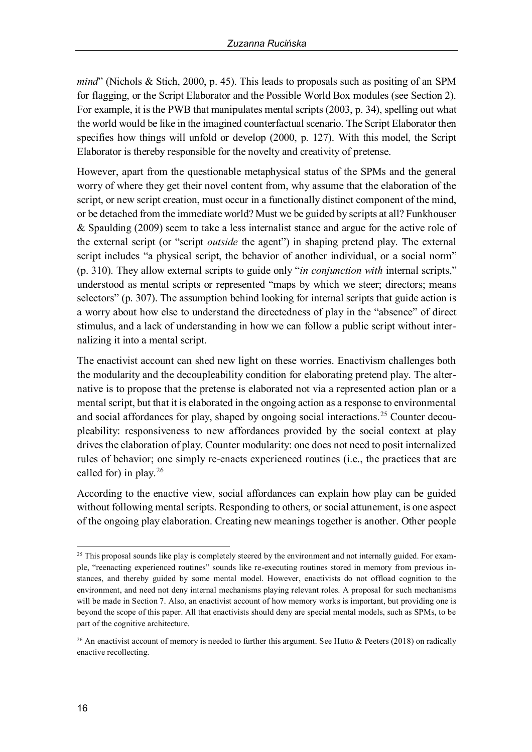*mind*" (Nichols & Stich, 2000, p. 45). This leads to proposals such as positing of an SPM for flagging, or the Script Elaborator and the Possible World Box modules (see Section 2). For example, it is the PWB that manipulates mental scripts (2003, p. 34), spelling out what the world would be like in the imagined counterfactual scenario. The Script Elaborator then specifies how things will unfold or develop (2000, p. 127). With this model, the Script Elaborator is thereby responsible for the novelty and creativity of pretense.

However, apart from the questionable metaphysical status of the SPMs and the general worry of where they get their novel content from, why assume that the elaboration of the script, or new script creation, must occur in a functionally distinct component of the mind, or be detached from the immediate world? Must we be guided by scripts at all? Funkhouser & Spaulding (2009) seem to take a less internalist stance and argue for the active role of the external script (or "script *outside* the agent") in shaping pretend play. The external script includes "a physical script, the behavior of another individual, or a social norm" (p. 310). They allow external scripts to guide only "*in conjunction with* internal scripts," understood as mental scripts or represented "maps by which we steer; directors; means selectors" (p. 307). The assumption behind looking for internal scripts that guide action is a worry about how else to understand the directedness of play in the "absence" of direct stimulus, and a lack of understanding in how we can follow a public script without internalizing it into a mental script.

The enactivist account can shed new light on these worries. Enactivism challenges both the modularity and the decoupleability condition for elaborating pretend play. The alternative is to propose that the pretense is elaborated not via a represented action plan or a mental script, but that it is elaborated in the ongoing action as a response to environmental and social affordances for play, shaped by ongoing social interactions.[25] Counter decoupleability: responsiveness to new affordances provided by the social context at play drives the elaboration of play. Counter modularity: one does not need to posit internalized rules of behavior; one simply re-enacts experienced routines (i.e., the practices that are called for) in play.[26]

According to the enactive view, social affordances can explain how play can be guided without following mental scripts. Responding to others, or social attunement, is one aspect of the ongoing play elaboration. Creating new meanings together is another. Other people

---

[25] This proposal sounds like play is completely steered by the environment and not internally guided. For example, "reenacting experienced routines" sounds like re-executing routines stored in memory from previous instances, and thereby guided by some mental model. However, enactivists do not offload cognition to the environment, and need not deny internal mechanisms playing relevant roles. A proposal for such mechanisms will be made in Section 7. Also, an enactivist account of how memory works is important, but providing one is beyond the scope of this paper. All that enactivists should deny are special mental models, such as SPMs, to be part of the cognitive architecture.

[26] An enactivist account of memory is needed to further this argument. See Hutto & Peeters (2018) on radically enactive recollecting.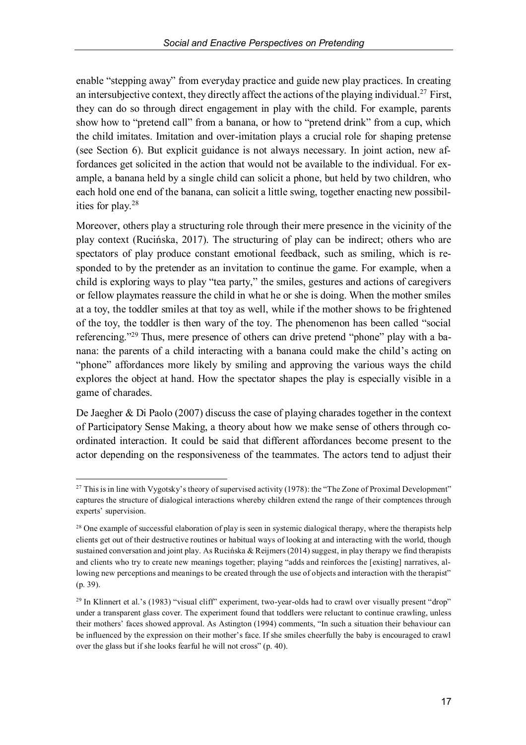enable "stepping away" from everyday practice and guide new play practices. In creating an intersubjective context, they directly affect the actions of the playing individual.[27] First, they can do so through direct engagement in play with the child. For example, parents show how to "pretend call" from a banana, or how to "pretend drink" from a cup, which the child imitates. Imitation and over-imitation plays a crucial role for shaping pretense (see Section 6). But explicit guidance is not always necessary. In joint action, new affordances get solicited in the action that would not be available to the individual. For example, a banana held by a single child can solicit a phone, but held by two children, who each hold one end of the banana, can solicit a little swing, together enacting new possibilities for play.[28]

Moreover, others play a structuring role through their mere presence in the vicinity of the play context (Rucińska, 2017). The structuring of play can be indirect; others who are spectators of play produce constant emotional feedback, such as smiling, which is responded to by the pretender as an invitation to continue the game. For example, when a child is exploring ways to play "tea party," the smiles, gestures and actions of caregivers or fellow playmates reassure the child in what he or she is doing. When the mother smiles at a toy, the toddler smiles at that toy as well, while if the mother shows to be frightened of the toy, the toddler is then wary of the toy. The phenomenon has been called "social referencing."[29] Thus, mere presence of others can drive pretend "phone" play with a banana: the parents of a child interacting with a banana could make the child's acting on "phone" affordances more likely by smiling and approving the various ways the child explores the object at hand. How the spectator shapes the play is especially visible in a game of charades.

De Jaegher & Di Paolo (2007) discuss the case of playing charades together in the context of Participatory Sense Making, a theory about how we make sense of others through coordinated interaction. It could be said that different affordances become present to the actor depending on the responsiveness of the teammates. The actors tend to adjust their

---

[27] This is in line with Vygotsky's theory of supervised activity (1978): the "The Zone of Proximal Development" captures the structure of dialogical interactions whereby children extend the range of their comptences through experts' supervision.

[28] One example of successful elaboration of play is seen in systemic dialogical therapy, where the therapists help clients get out of their destructive routines or habitual ways of looking at and interacting with the world, though sustained conversation and joint play. As Rucińska & Reijmers (2014) suggest, in play therapy we find therapists and clients who try to create new meanings together; playing "adds and reinforces the [existing] narratives, allowing new perceptions and meanings to be created through the use of objects and interaction with the therapist" (p. 39).

[29] In Klinnert et al.'s (1983) "visual cliff" experiment, two-year-olds had to crawl over visually present "drop" under a transparent glass cover. The experiment found that toddlers were reluctant to continue crawling, unless their mothers' faces showed approval. As Astington (1994) comments, "In such a situation their behaviour can be influenced by the expression on their mother's face. If she smiles cheerfully the baby is encouraged to crawl over the glass but if she looks fearful he will not cross" (p. 40).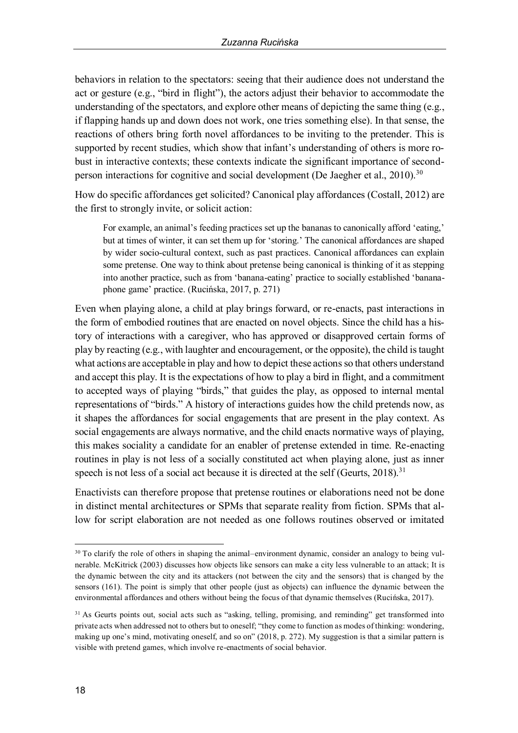behaviors in relation to the spectators: seeing that their audience does not understand the act or gesture (e.g., "bird in flight"), the actors adjust their behavior to accommodate the understanding of the spectators, and explore other means of depicting the same thing (e.g., if flapping hands up and down does not work, one tries something else). In that sense, the reactions of others bring forth novel affordances to be inviting to the pretender. This is supported by recent studies, which show that infant's understanding of others is more robust in interactive contexts; these contexts indicate the significant importance of second-person interactions for cognitive and social development (De Jaegher et al., 2010).[30]

How do specific affordances get solicited? Canonical play affordances (Costall, 2012) are the first to strongly invite, or solicit action:

> For example, an animal's feeding practices set up the bananas to canonically afford 'eating,' but at times of winter, it can set them up for 'storing.' The canonical affordances are shaped by wider socio-cultural context, such as past practices. Canonical affordances can explain some pretense. One way to think about pretense being canonical is thinking of it as stepping into another practice, such as from 'banana-eating' practice to socially established 'banana-phone game' practice. (Rucińska, 2017, p. 271)

Even when playing alone, a child at play brings forward, or re-enacts, past interactions in the form of embodied routines that are enacted on novel objects. Since the child has a history of interactions with a caregiver, who has approved or disapproved certain forms of play by reacting (e.g., with laughter and encouragement, or the opposite), the child is taught what actions are acceptable in play and how to depict these actions so that others understand and accept this play. It is the expectations of how to play a bird in flight, and a commitment to accepted ways of playing "birds," that guides the play, as opposed to internal mental representations of "birds." A history of interactions guides how the child pretends now, as it shapes the affordances for social engagements that are present in the play context. As social engagements are always normative, and the child enacts normative ways of playing, this makes sociality a candidate for an enabler of pretense extended in time. Re-enacting routines in play is not less of a socially constituted act when playing alone, just as inner speech is not less of a social act because it is directed at the self (Geurts, 2018).[31]

Enactivists can therefore propose that pretense routines or elaborations need not be done in distinct mental architectures or SPMs that separate reality from fiction. SPMs that allow for script elaboration are not needed as one follows routines observed or imitated

---

[30] To clarify the role of others in shaping the animal–environment dynamic, consider an analogy to being vulnerable. McKitrick (2003) discusses how objects like sensors can make a city less vulnerable to an attack; It is the dynamic between the city and its attackers (not between the city and the sensors) that is changed by the sensors (161). The point is simply that other people (just as objects) can influence the dynamic between the environmental affordances and others without being the focus of that dynamic themselves (Rucińska, 2017).

[31] As Geurts points out, social acts such as "asking, telling, promising, and reminding" get transformed into private acts when addressed not to others but to oneself; "they come to function as modes of thinking: wondering, making up one's mind, motivating oneself, and so on" (2018, p. 272). My suggestion is that a similar pattern is visible with pretend games, which involve re-enactments of social behavior.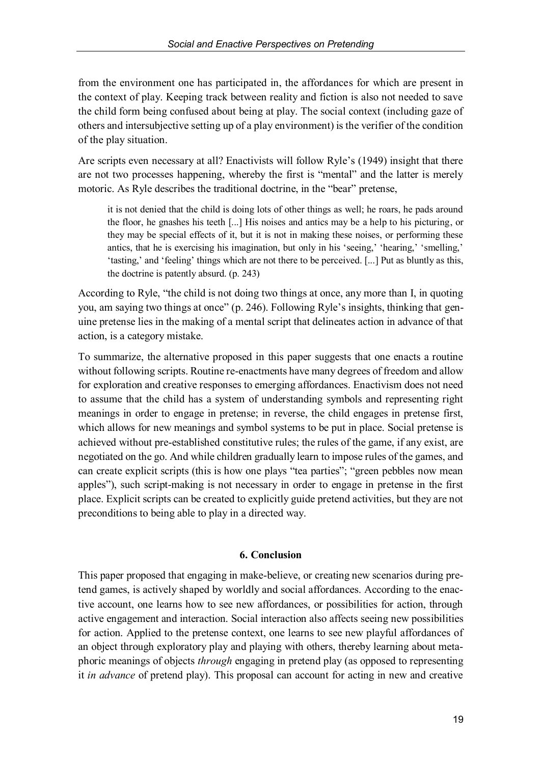from the environment one has participated in, the affordances for which are present in the context of play. Keeping track between reality and fiction is also not needed to save the child form being confused about being at play. The social context (including gaze of others and intersubjective setting up of a play environment) is the verifier of the condition of the play situation.

Are scripts even necessary at all? Enactivists will follow Ryle's (1949) insight that there are not two processes happening, whereby the first is "mental" and the latter is merely motoric. As Ryle describes the traditional doctrine, in the "bear" pretense,

> it is not denied that the child is doing lots of other things as well; he roars, he pads around the floor, he gnashes his teeth [...] His noises and antics may be a help to his picturing, or they may be special effects of it, but it is not in making these noises, or performing these antics, that he is exercising his imagination, but only in his 'seeing,' 'hearing,' 'smelling,' 'tasting,' and 'feeling' things which are not there to be perceived. [...] Put as bluntly as this, the doctrine is patently absurd. (p. 243)

According to Ryle, "the child is not doing two things at once, any more than I, in quoting you, am saying two things at once" (p. 246). Following Ryle's insights, thinking that genuine pretense lies in the making of a mental script that delineates action in advance of that action, is a category mistake.

To summarize, the alternative proposed in this paper suggests that one enacts a routine without following scripts. Routine re-enactments have many degrees of freedom and allow for exploration and creative responses to emerging affordances. Enactivism does not need to assume that the child has a system of understanding symbols and representing right meanings in order to engage in pretense; in reverse, the child engages in pretense first, which allows for new meanings and symbol systems to be put in place. Social pretense is achieved without pre-established constitutive rules; the rules of the game, if any exist, are negotiated on the go. And while children gradually learn to impose rules of the games, and can create explicit scripts (this is how one plays "tea parties"; "green pebbles now mean apples"), such script-making is not necessary in order to engage in pretense in the first place. Explicit scripts can be created to explicitly guide pretend activities, but they are not preconditions to being able to play in a directed way.

## 6. Conclusion

This paper proposed that engaging in make-believe, or creating new scenarios during pretend games, is actively shaped by worldly and social affordances. According to the enactive account, one learns how to see new affordances, or possibilities for action, through active engagement and interaction. Social interaction also affects seeing new possibilities for action. Applied to the pretense context, one learns to see new playful affordances of an object through exploratory play and playing with others, thereby learning about metaphoric meanings of objects *through* engaging in pretend play (as opposed to representing it *in advance* of pretend play). This proposal can account for acting in new and creative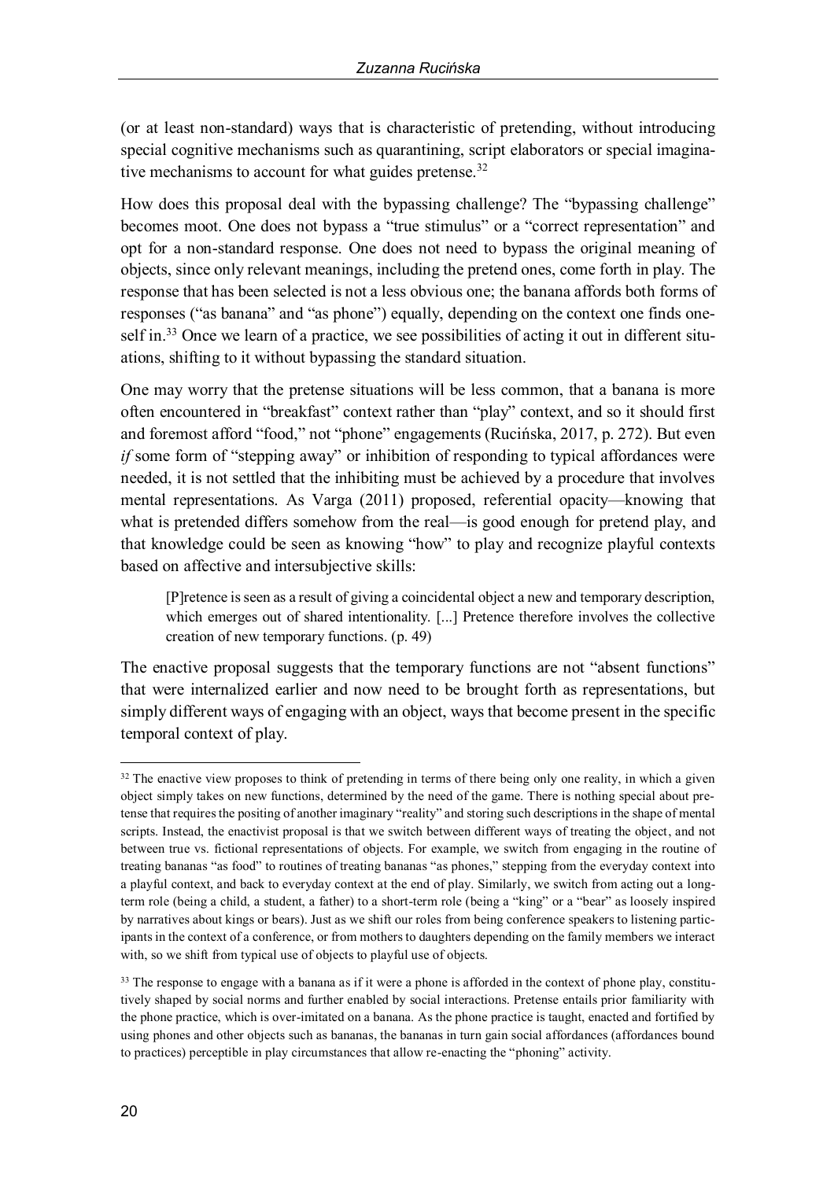(or at least non-standard) ways that is characteristic of pretending, without introducing special cognitive mechanisms such as quarantining, script elaborators or special imaginative mechanisms to account for what guides pretense.[32]

How does this proposal deal with the bypassing challenge? The "bypassing challenge" becomes moot. One does not bypass a "true stimulus" or a "correct representation" and opt for a non-standard response. One does not need to bypass the original meaning of objects, since only relevant meanings, including the pretend ones, come forth in play. The response that has been selected is not a less obvious one; the banana affords both forms of responses ("as banana" and "as phone") equally, depending on the context one finds oneself in.[33] Once we learn of a practice, we see possibilities of acting it out in different situations, shifting to it without bypassing the standard situation.

One may worry that the pretense situations will be less common, that a banana is more often encountered in "breakfast" context rather than "play" context, and so it should first and foremost afford "food," not "phone" engagements (Rucińska, 2017, p. 272). But even *if* some form of "stepping away" or inhibition of responding to typical affordances were needed, it is not settled that the inhibiting must be achieved by a procedure that involves mental representations. As Varga (2011) proposed, referential opacity—knowing that what is pretended differs somehow from the real—is good enough for pretend play, and that knowledge could be seen as knowing "how" to play and recognize playful contexts based on affective and intersubjective skills:

> [P]retence is seen as a result of giving a coincidental object a new and temporary description, which emerges out of shared intentionality. [...] Pretence therefore involves the collective creation of new temporary functions. (p. 49)

The enactive proposal suggests that the temporary functions are not "absent functions" that were internalized earlier and now need to be brought forth as representations, but simply different ways of engaging with an object, ways that become present in the specific temporal context of play.

---

[32] The enactive view proposes to think of pretending in terms of there being only one reality, in which a given object simply takes on new functions, determined by the need of the game. There is nothing special about pretense that requires the positing of another imaginary "reality" and storing such descriptions in the shape of mental scripts. Instead, the enactivist proposal is that we switch between different ways of treating the object, and not between true vs. fictional representations of objects. For example, we switch from engaging in the routine of treating bananas "as food" to routines of treating bananas "as phones," stepping from the everyday context into a playful context, and back to everyday context at the end of play. Similarly, we switch from acting out a long-term role (being a child, a student, a father) to a short-term role (being a "king" or a "bear" as loosely inspired by narratives about kings or bears). Just as we shift our roles from being conference speakers to listening participants in the context of a conference, or from mothers to daughters depending on the family members we interact with, so we shift from typical use of objects to playful use of objects.

[33] The response to engage with a banana as if it were a phone is afforded in the context of phone play, constitutively shaped by social norms and further enabled by social interactions. Pretense entails prior familiarity with the phone practice, which is over-imitated on a banana. As the phone practice is taught, enacted and fortified by using phones and other objects such as bananas, the bananas in turn gain social affordances (affordances bound to practices) perceptible in play circumstances that allow re-enacting the "phoning" activity.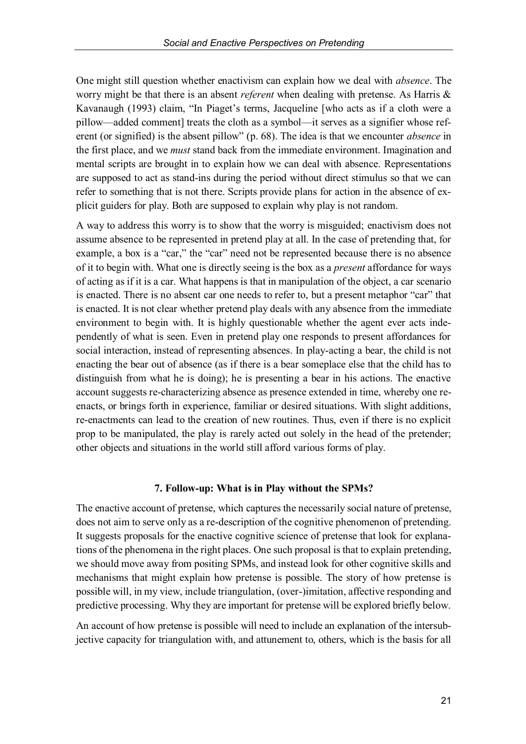One might still question whether enactivism can explain how we deal with *absence*. The worry might be that there is an absent *referent* when dealing with pretense. As Harris & Kavanaugh (1993) claim, "In Piaget's terms, Jacqueline [who acts as if a cloth were a pillow—added comment] treats the cloth as a symbol—it serves as a signifier whose referent (or signified) is the absent pillow" (p. 68). The idea is that we encounter *absence* in the first place, and we *must* stand back from the immediate environment. Imagination and mental scripts are brought in to explain how we can deal with absence. Representations are supposed to act as stand-ins during the period without direct stimulus so that we can refer to something that is not there. Scripts provide plans for action in the absence of explicit guiders for play. Both are supposed to explain why play is not random.

A way to address this worry is to show that the worry is misguided; enactivism does not assume absence to be represented in pretend play at all. In the case of pretending that, for example, a box is a "car," the "car" need not be represented because there is no absence of it to begin with. What one is directly seeing is the box as a *present* affordance for ways of acting as if it is a car. What happens is that in manipulation of the object, a car scenario is enacted. There is no absent car one needs to refer to, but a present metaphor "car" that is enacted. It is not clear whether pretend play deals with any absence from the immediate environment to begin with. It is highly questionable whether the agent ever acts independently of what is seen. Even in pretend play one responds to present affordances for social interaction, instead of representing absences. In play-acting a bear, the child is not enacting the bear out of absence (as if there is a bear someplace else that the child has to distinguish from what he is doing); he is presenting a bear in his actions. The enactive account suggests re-characterizing absence as presence extended in time, whereby one re-enacts, or brings forth in experience, familiar or desired situations. With slight additions, re-enactments can lead to the creation of new routines. Thus, even if there is no explicit prop to be manipulated, the play is rarely acted out solely in the head of the pretender; other objects and situations in the world still afford various forms of play.

## 7. Follow-up: What is in Play without the SPMs?

The enactive account of pretense, which captures the necessarily social nature of pretense, does not aim to serve only as a re-description of the cognitive phenomenon of pretending. It suggests proposals for the enactive cognitive science of pretense that look for explanations of the phenomena in the right places. One such proposal is that to explain pretending, we should move away from positing SPMs, and instead look for other cognitive skills and mechanisms that might explain how pretense is possible. The story of how pretense is possible will, in my view, include triangulation, (over-)imitation, affective responding and predictive processing. Why they are important for pretense will be explored briefly below.

An account of how pretense is possible will need to include an explanation of the intersubjective capacity for triangulation with, and attunement to, others, which is the basis for all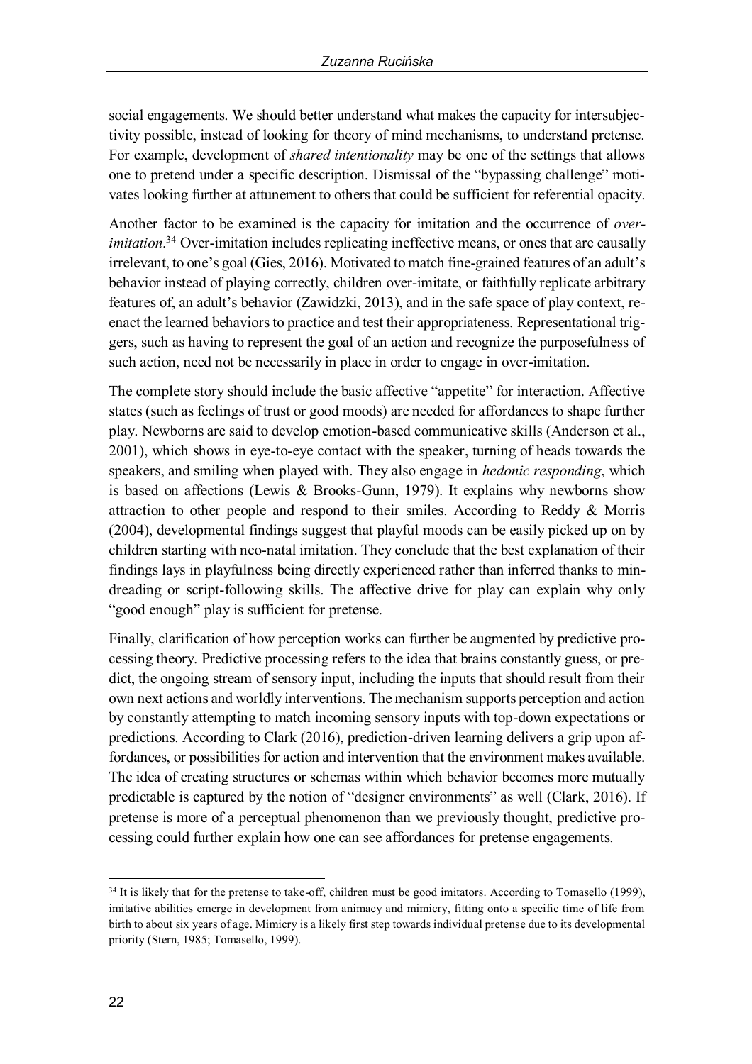social engagements. We should better understand what makes the capacity for intersubjectivity possible, instead of looking for theory of mind mechanisms, to understand pretense. For example, development of *shared intentionality* may be one of the settings that allows one to pretend under a specific description. Dismissal of the "bypassing challenge" motivates looking further at attunement to others that could be sufficient for referential opacity.

Another factor to be examined is the capacity for imitation and the occurrence of *over-imitation*.[34] Over-imitation includes replicating ineffective means, or ones that are causally irrelevant, to one's goal (Gies, 2016). Motivated to match fine-grained features of an adult's behavior instead of playing correctly, children over-imitate, or faithfully replicate arbitrary features of, an adult's behavior (Zawidzki, 2013), and in the safe space of play context, reenact the learned behaviors to practice and test their appropriateness. Representational triggers, such as having to represent the goal of an action and recognize the purposefulness of such action, need not be necessarily in place in order to engage in over-imitation.

The complete story should include the basic affective "appetite" for interaction. Affective states (such as feelings of trust or good moods) are needed for affordances to shape further play. Newborns are said to develop emotion-based communicative skills (Anderson et al., 2001), which shows in eye-to-eye contact with the speaker, turning of heads towards the speakers, and smiling when played with. They also engage in *hedonic responding*, which is based on affections (Lewis & Brooks-Gunn, 1979). It explains why newborns show attraction to other people and respond to their smiles. According to Reddy & Morris (2004), developmental findings suggest that playful moods can be easily picked up on by children starting with neo-natal imitation. They conclude that the best explanation of their findings lays in playfulness being directly experienced rather than inferred thanks to mindreading or script-following skills. The affective drive for play can explain why only "good enough" play is sufficient for pretense.

Finally, clarification of how perception works can further be augmented by predictive processing theory. Predictive processing refers to the idea that brains constantly guess, or predict, the ongoing stream of sensory input, including the inputs that should result from their own next actions and worldly interventions. The mechanism supports perception and action by constantly attempting to match incoming sensory inputs with top-down expectations or predictions. According to Clark (2016), prediction-driven learning delivers a grip upon affordances, or possibilities for action and intervention that the environment makes available. The idea of creating structures or schemas within which behavior becomes more mutually predictable is captured by the notion of "designer environments" as well (Clark, 2016). If pretense is more of a perceptual phenomenon than we previously thought, predictive processing could further explain how one can see affordances for pretense engagements.

[34] It is likely that for the pretense to take-off, children must be good imitators. According to Tomasello (1999), imitative abilities emerge in development from animacy and mimicry, fitting onto a specific time of life from birth to about six years of age. Mimicry is a likely first step towards individual pretense due to its developmental priority (Stern, 1985; Tomasello, 1999).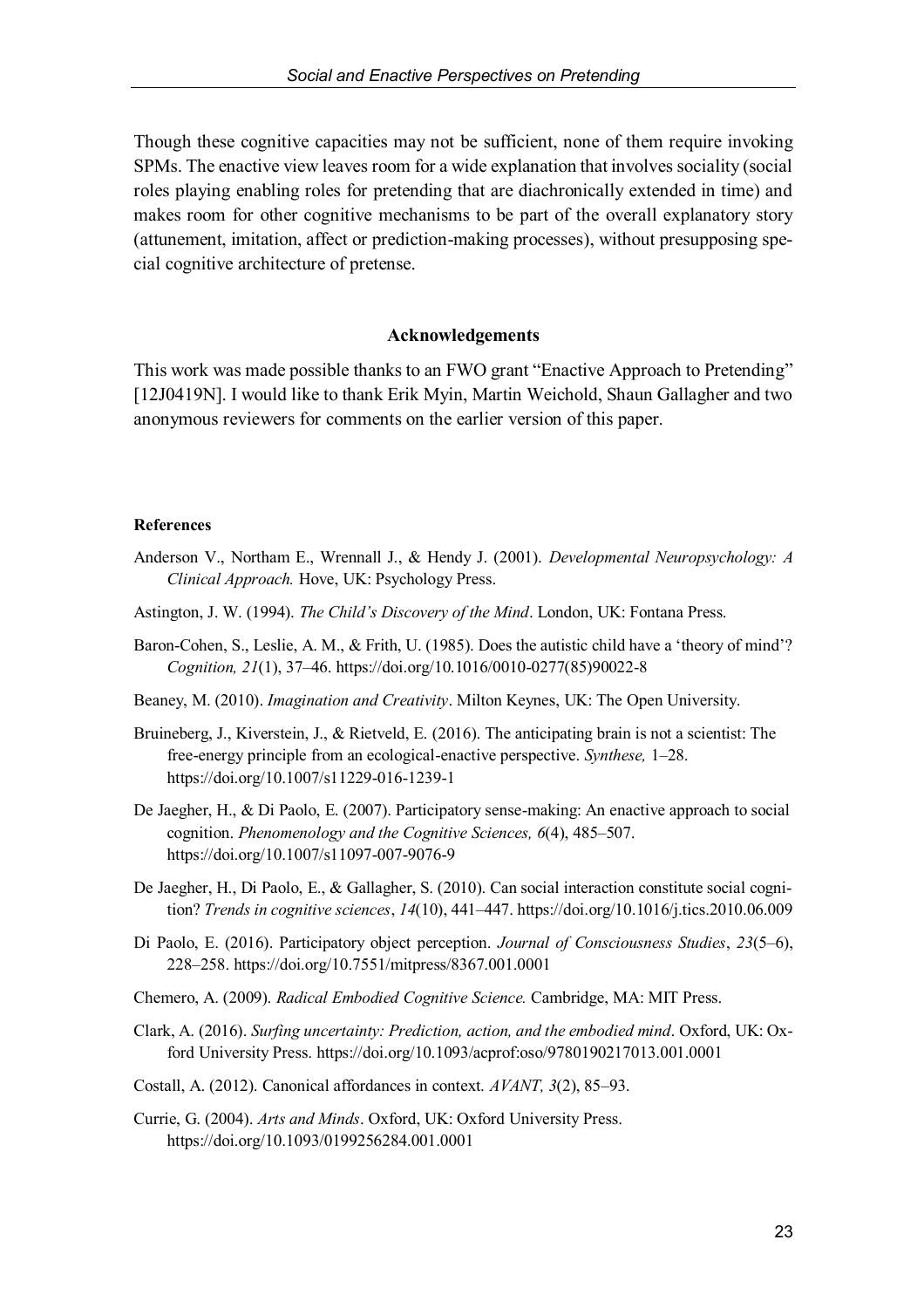Though these cognitive capacities may not be sufficient, none of them require invoking SPMs. The enactive view leaves room for a wide explanation that involves sociality (social roles playing enabling roles for pretending that are diachronically extended in time) and makes room for other cognitive mechanisms to be part of the overall explanatory story (attunement, imitation, affect or prediction-making processes), without presupposing special cognitive architecture of pretense.

## Acknowledgements

This work was made possible thanks to an FWO grant "Enactive Approach to Pretending" [12J0419N]. I would like to thank Erik Myin, Martin Weichold, Shaun Gallagher and two anonymous reviewers for comments on the earlier version of this paper.

### References

Anderson V., Northam E., Wrennall J., & Hendy J. (2001). *Developmental Neuropsychology: A Clinical Approach.* Hove, UK: Psychology Press.

Astington, J. W. (1994). *The Child's Discovery of the Mind*. London, UK: Fontana Press.

Baron-Cohen, S., Leslie, A. M., & Frith, U. (1985). Does the autistic child have a 'theory of mind'? *Cognition, 21*(1), 37–46. https://doi.org/10.1016/0010-0277(85)90022-8

Beaney, M. (2010). *Imagination and Creativity*. Milton Keynes, UK: The Open University.

Bruineberg, J., Kiverstein, J., & Rietveld, E. (2016). The anticipating brain is not a scientist: The free-energy principle from an ecological-enactive perspective. *Synthese,* 1–28. https://doi.org/10.1007/s11229-016-1239-1

De Jaegher, H., & Di Paolo, E. (2007). Participatory sense-making: An enactive approach to social cognition. *Phenomenology and the Cognitive Sciences, 6*(4), 485–507. https://doi.org/10.1007/s11097-007-9076-9

De Jaegher, H., Di Paolo, E., & Gallagher, S. (2010). Can social interaction constitute social cognition? *Trends in cognitive sciences*, *14*(10), 441–447. https://doi.org/10.1016/j.tics.2010.06.009

Di Paolo, E. (2016). Participatory object perception. *Journal of Consciousness Studies*, *23*(5–6), 228–258. https://doi.org/10.7551/mitpress/8367.001.0001

Chemero, A. (2009). *Radical Embodied Cognitive Science.* Cambridge, MA: MIT Press.

Clark, A. (2016). *Surfing uncertainty: Prediction, action, and the embodied mind*. Oxford, UK: Oxford University Press. https://doi.org/10.1093/acprof:oso/9780190217013.001.0001

Costall, A. (2012). Canonical affordances in context. *AVANT, 3*(2), 85–93.

Currie, G. (2004). *Arts and Minds*. Oxford, UK: Oxford University Press. https://doi.org/10.1093/0199256284.001.0001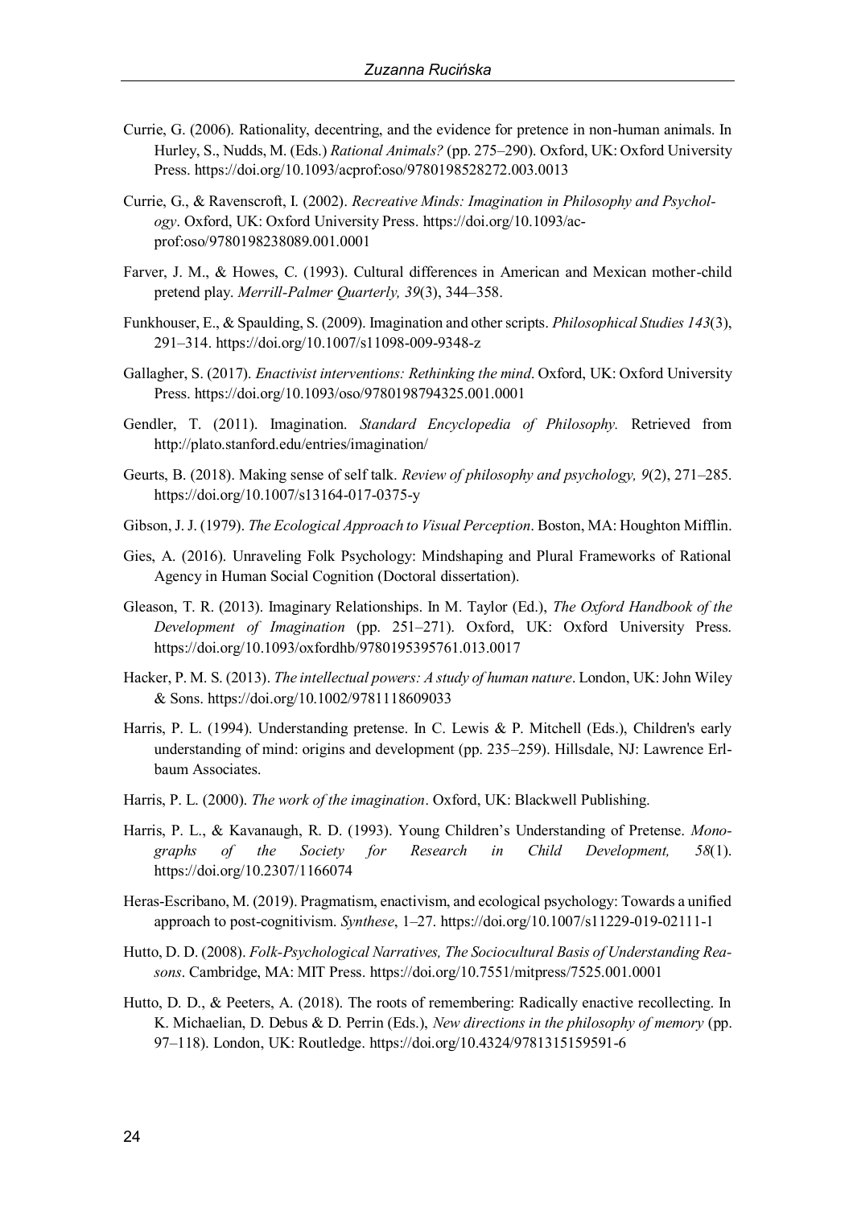Currie, G. (2006). Rationality, decentring, and the evidence for pretence in non-human animals. In Hurley, S., Nudds, M. (Eds.) *Rational Animals?* (pp. 275–290). Oxford, UK: Oxford University Press. https://doi.org/10.1093/acprof:oso/9780198528272.003.0013

Currie, G., & Ravenscroft, I. (2002). *Recreative Minds: Imagination in Philosophy and Psychology*. Oxford, UK: Oxford University Press. https://doi.org/10.1093/acprof:oso/9780198238089.001.0001

Farver, J. M., & Howes, C. (1993). Cultural differences in American and Mexican mother-child pretend play. *Merrill-Palmer Quarterly, 39*(3), 344–358.

Funkhouser, E., & Spaulding, S. (2009). Imagination and other scripts. *Philosophical Studies 143*(3), 291–314. https://doi.org/10.1007/s11098-009-9348-z

Gallagher, S. (2017). *Enactivist interventions: Rethinking the mind*. Oxford, UK: Oxford University Press. https://doi.org/10.1093/oso/9780198794325.001.0001

Gendler, T. (2011). Imagination. *Standard Encyclopedia of Philosophy.* Retrieved from http://plato.stanford.edu/entries/imagination/

Geurts, B. (2018). Making sense of self talk. *Review of philosophy and psychology, 9*(2), 271–285. https://doi.org/10.1007/s13164-017-0375-y

Gibson, J. J. (1979). *The Ecological Approach to Visual Perception*. Boston, MA: Houghton Mifflin.

Gies, A. (2016). Unraveling Folk Psychology: Mindshaping and Plural Frameworks of Rational Agency in Human Social Cognition (Doctoral dissertation).

Gleason, T. R. (2013). Imaginary Relationships. In M. Taylor (Ed.), *The Oxford Handbook of the Development of Imagination* (pp. 251–271). Oxford, UK: Oxford University Press. https://doi.org/10.1093/oxfordhb/9780195395761.013.0017

Hacker, P. M. S. (2013). *The intellectual powers: A study of human nature*. London, UK: John Wiley & Sons. https://doi.org/10.1002/9781118609033

Harris, P. L. (1994). Understanding pretense. In C. Lewis & P. Mitchell (Eds.), Children's early understanding of mind: origins and development (pp. 235–259). Hillsdale, NJ: Lawrence Erlbaum Associates.

Harris, P. L. (2000). *The work of the imagination*. Oxford, UK: Blackwell Publishing.

Harris, P. L., & Kavanaugh, R. D. (1993). Young Children's Understanding of Pretense. *Monographs of the Society for Research in Child Development, 58*(1). https://doi.org/10.2307/1166074

Heras-Escribano, M. (2019). Pragmatism, enactivism, and ecological psychology: Towards a unified approach to post-cognitivism. *Synthese*, 1–27. https://doi.org/10.1007/s11229-019-02111-1

Hutto, D. D. (2008). *Folk-Psychological Narratives, The Sociocultural Basis of Understanding Reasons*. Cambridge, MA: MIT Press. https://doi.org/10.7551/mitpress/7525.001.0001

Hutto, D. D., & Peeters, A. (2018). The roots of remembering: Radically enactive recollecting. In K. Michaelian, D. Debus & D. Perrin (Eds.), *New directions in the philosophy of memory* (pp. 97–118). London, UK: Routledge. https://doi.org/10.4324/9781315159591-6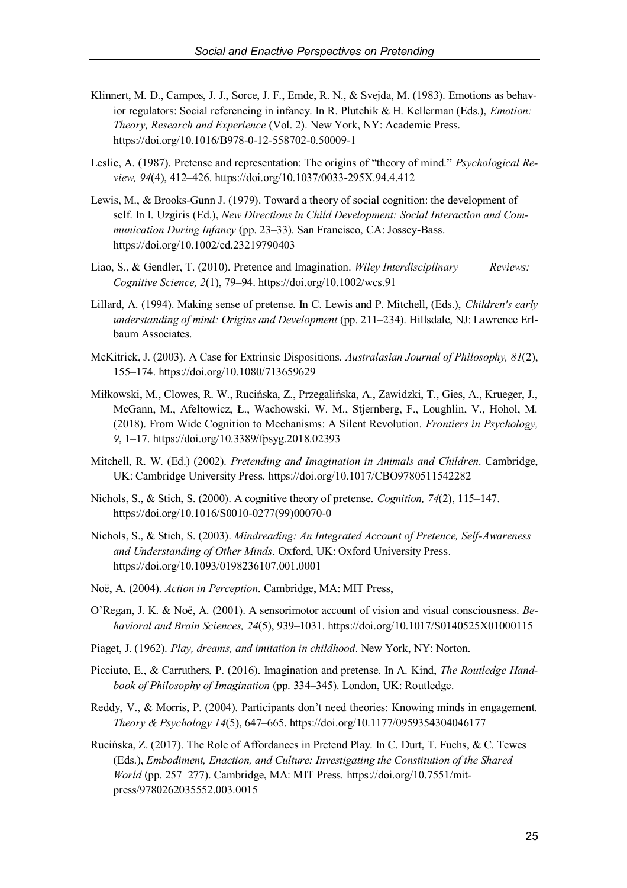Klinnert, M. D., Campos, J. J., Sorce, J. F., Emde, R. N., & Svejda, M. (1983). Emotions as behavior regulators: Social referencing in infancy. In R. Plutchik & H. Kellerman (Eds.), *Emotion: Theory, Research and Experience* (Vol. 2). New York, NY: Academic Press. https://doi.org/10.1016/B978-0-12-558702-0.50009-1

Leslie, A. (1987). Pretense and representation: The origins of "theory of mind." *Psychological Review, 94*(4), 412–426. https://doi.org/10.1037/0033-295X.94.4.412

Lewis, M., & Brooks-Gunn J. (1979). Toward a theory of social cognition: the development of self. In I. Uzgiris (Ed.), *New Directions in Child Development: Social Interaction and Communication During Infancy* (pp. 23–33)*.* San Francisco, CA: Jossey-Bass. https://doi.org/10.1002/cd.23219790403

Liao, S., & Gendler, T. (2010). Pretence and Imagination. *Wiley Interdisciplinary Reviews: Cognitive Science, 2*(1), 79–94. https://doi.org/10.1002/wcs.91

Lillard, A. (1994). Making sense of pretense. In C. Lewis and P. Mitchell, (Eds.), *Children's early understanding of mind: Origins and Development* (pp. 211–234). Hillsdale, NJ: Lawrence Erlbaum Associates.

McKitrick, J. (2003). A Case for Extrinsic Dispositions. *Australasian Journal of Philosophy, 81*(2), 155–174. https://doi.org/10.1080/713659629

Miłkowski, M., Clowes, R. W., Rucińska, Z., Przegalińska, A., Zawidzki, T., Gies, A., Krueger, J., McGann, M., Afeltowicz, Ł., Wachowski, W. M., Stjernberg, F., Loughlin, V., Hohol, M. (2018). From Wide Cognition to Mechanisms: A Silent Revolution. *Frontiers in Psychology, 9*, 1–17. https://doi.org/10.3389/fpsyg.2018.02393

Mitchell, R. W. (Ed.) (2002). *Pretending and Imagination in Animals and Children*. Cambridge, UK: Cambridge University Press. https://doi.org/10.1017/CBO9780511542282

Nichols, S., & Stich, S. (2000). A cognitive theory of pretense. *Cognition, 74*(2), 115–147. https://doi.org/10.1016/S0010-0277(99)00070-0

Nichols, S., & Stich, S. (2003). *Mindreading: An Integrated Account of Pretence, Self-Awareness and Understanding of Other Minds*. Oxford, UK: Oxford University Press. https://doi.org/10.1093/0198236107.001.0001

Noë, A. (2004). *Action in Perception*. Cambridge, MA: MIT Press,

O'Regan, J. K. & Noë, A. (2001). A sensorimotor account of vision and visual consciousness. *Behavioral and Brain Sciences, 24*(5), 939–1031. https://doi.org/10.1017/S0140525X01000115

Piaget, J. (1962). *Play, dreams, and imitation in childhood*. New York, NY: Norton.

Picciuto, E., & Carruthers, P. (2016). Imagination and pretense. In A. Kind, *The Routledge Handbook of Philosophy of Imagination* (pp. 334–345). London, UK: Routledge.

Reddy, V., & Morris, P. (2004). Participants don't need theories: Knowing minds in engagement. *Theory & Psychology 14*(5), 647–665. https://doi.org/10.1177/0959354304046177

Rucińska, Z. (2017). The Role of Affordances in Pretend Play. In C. Durt, T. Fuchs, & C. Tewes (Eds.), *Embodiment, Enaction, and Culture: Investigating the Constitution of the Shared World* (pp. 257–277). Cambridge, MA: MIT Press. https://doi.org/10.7551/mitpress/9780262035552.003.0015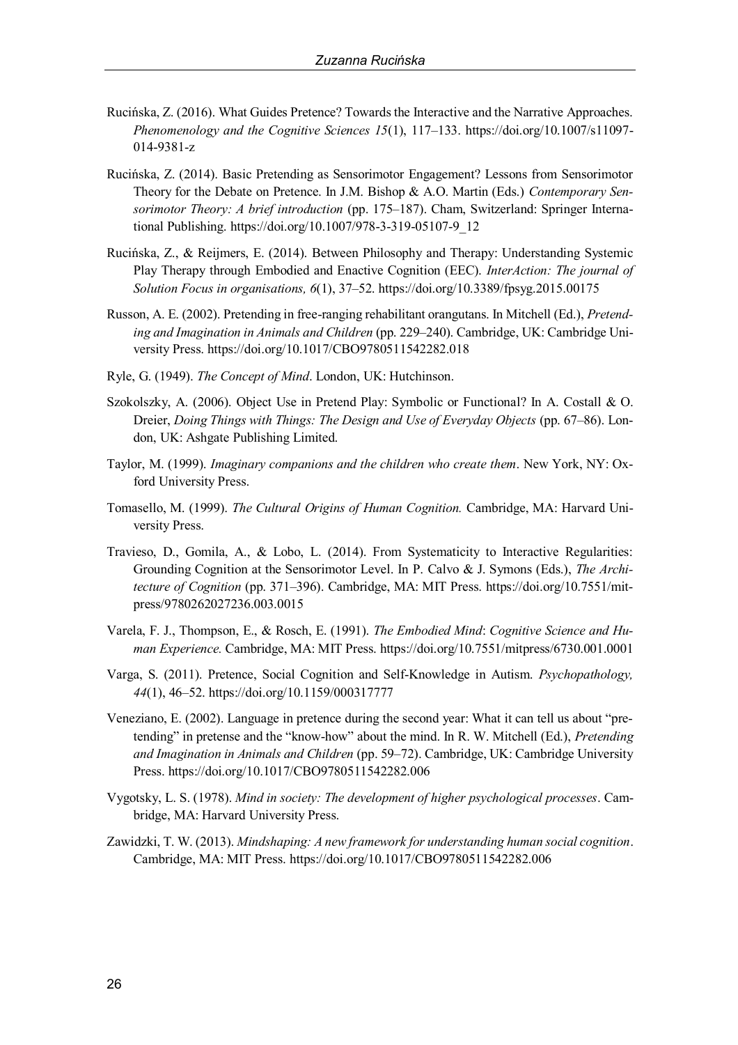Rucińska, Z. (2016). What Guides Pretence? Towards the Interactive and the Narrative Approaches. *Phenomenology and the Cognitive Sciences 15*(1), 117–133. https://doi.org/10.1007/s11097-014-9381-z

Rucińska, Z. (2014). Basic Pretending as Sensorimotor Engagement? Lessons from Sensorimotor Theory for the Debate on Pretence. In J.M. Bishop & A.O. Martin (Eds.) *Contemporary Sensorimotor Theory: A brief introduction* (pp. 175–187). Cham, Switzerland: Springer International Publishing. https://doi.org/10.1007/978-3-319-05107-9_12

Rucińska, Z., & Reijmers, E. (2014). Between Philosophy and Therapy: Understanding Systemic Play Therapy through Embodied and Enactive Cognition (EEC). *InterAction: The journal of Solution Focus in organisations, 6*(1), 37–52. https://doi.org/10.3389/fpsyg.2015.00175

Russon, A. E. (2002). Pretending in free-ranging rehabilitant orangutans. In Mitchell (Ed.), *Pretending and Imagination in Animals and Children* (pp. 229–240). Cambridge, UK: Cambridge University Press. https://doi.org/10.1017/CBO9780511542282.018

Ryle, G. (1949). *The Concept of Mind*. London, UK: Hutchinson.

Szokolszky, A. (2006). Object Use in Pretend Play: Symbolic or Functional? In A. Costall & O. Dreier, *Doing Things with Things: The Design and Use of Everyday Objects* (pp. 67–86). London, UK: Ashgate Publishing Limited.

Taylor, M. (1999). *Imaginary companions and the children who create them*. New York, NY: Oxford University Press.

Tomasello, M. (1999). *The Cultural Origins of Human Cognition.* Cambridge, MA: Harvard University Press.

Travieso, D., Gomila, A., & Lobo, L. (2014). From Systematicity to Interactive Regularities: Grounding Cognition at the Sensorimotor Level. In P. Calvo & J. Symons (Eds.), *The Architecture of Cognition* (pp. 371–396). Cambridge, MA: MIT Press. https://doi.org/10.7551/mitpress/9780262027236.003.0015

Varela, F. J., Thompson, E., & Rosch, E. (1991). *The Embodied Mind*: *Cognitive Science and Human Experience.* Cambridge, MA: MIT Press. https://doi.org/10.7551/mitpress/6730.001.0001

Varga, S. (2011). Pretence, Social Cognition and Self-Knowledge in Autism. *Psychopathology, 44*(1), 46–52. https://doi.org/10.1159/000317777

Veneziano, E. (2002). Language in pretence during the second year: What it can tell us about "pretending" in pretense and the "know-how" about the mind. In R. W. Mitchell (Ed.), *Pretending and Imagination in Animals and Children* (pp. 59–72). Cambridge, UK: Cambridge University Press. https://doi.org/10.1017/CBO9780511542282.006

Vygotsky, L. S. (1978). *Mind in society: The development of higher psychological processes*. Cambridge, MA: Harvard University Press.

Zawidzki, T. W. (2013). *Mindshaping: A new framework for understanding human social cognition*. Cambridge, MA: MIT Press. https://doi.org/10.1017/CBO9780511542282.006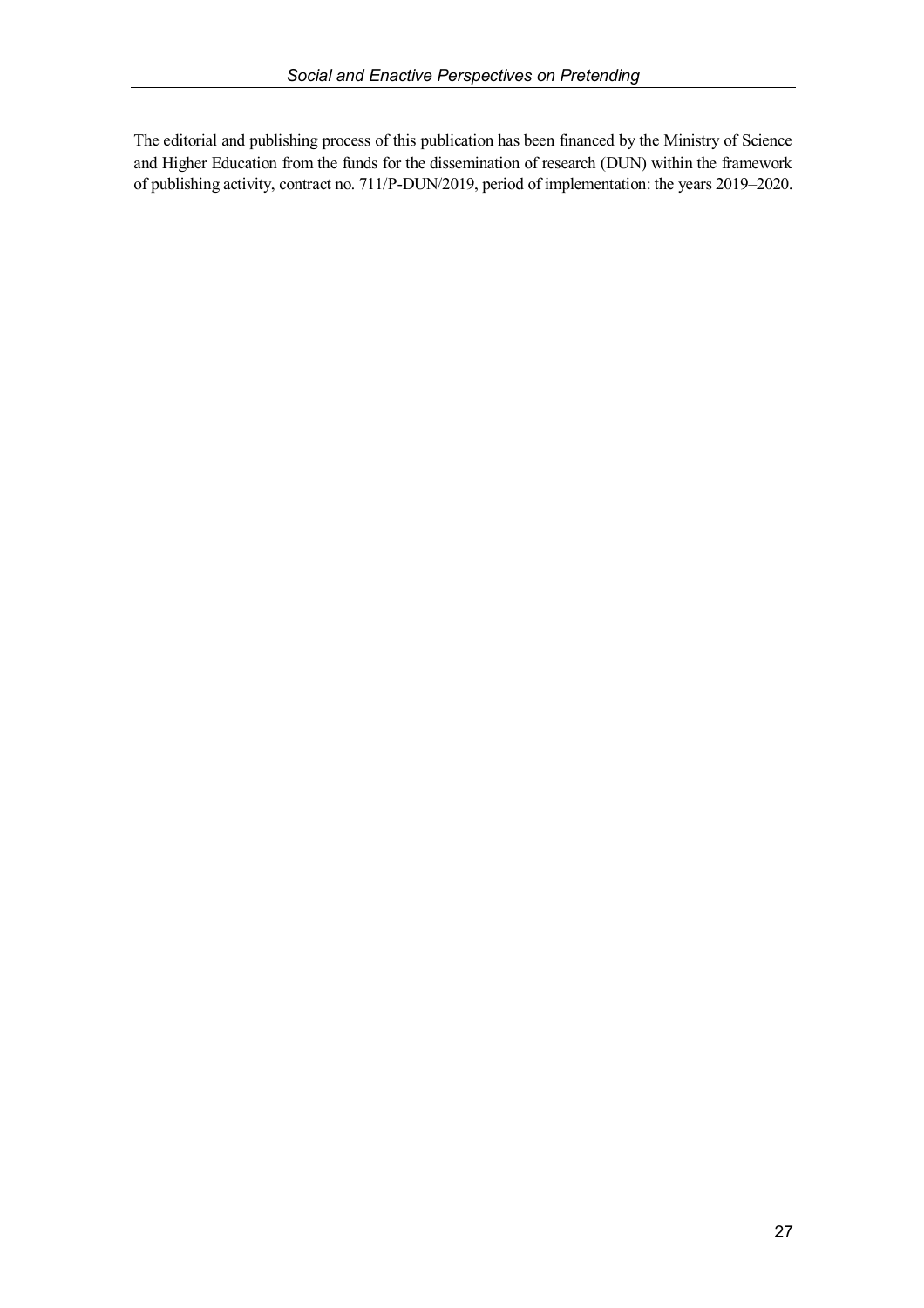The editorial and publishing process of this publication has been financed by the Ministry of Science and Higher Education from the funds for the dissemination of research (DUN) within the framework of publishing activity, contract no. 711/P-DUN/2019, period of implementation: the years 2019–2020.